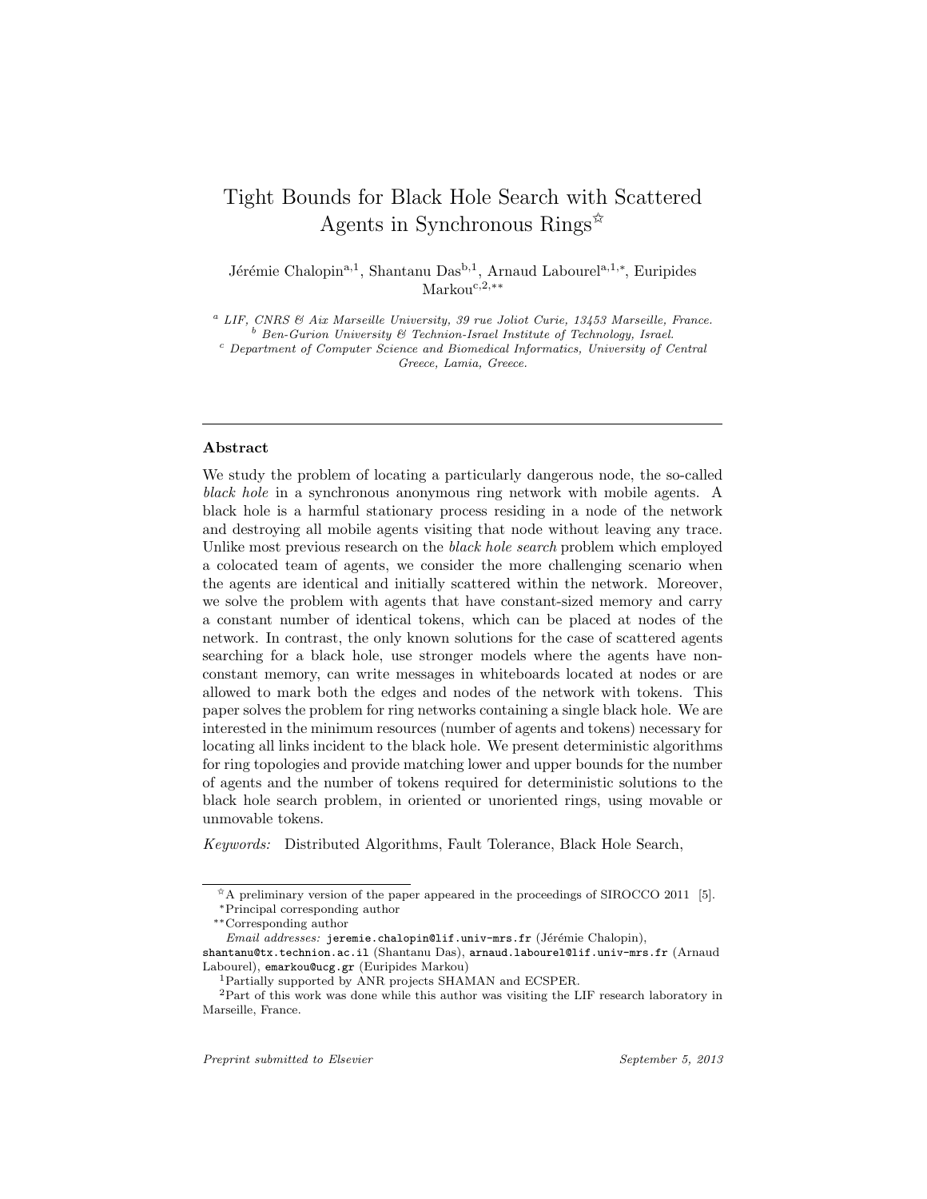# Tight Bounds for Black Hole Search with Scattered Agents in Synchronous Rings[☆]

Jérémie Chalopin[a,1], Shantanu Das[b,1], Arnaud Labourel[a,1,*], Euripides Markou[c,2,**]

[a] *LIF, CNRS & Aix Marseille University, 39 rue Joliot Curie, 13453 Marseille, France.*
[b] *Ben-Gurion University & Technion-Israel Institute of Technology, Israel.*
[c] *Department of Computer Science and Biomedical Informatics, University of Central Greece, Lamia, Greece.*

---

### Abstract

We study the problem of locating a particularly dangerous node, the so-called *black hole* in a synchronous anonymous ring network with mobile agents. A black hole is a harmful stationary process residing in a node of the network and destroying all mobile agents visiting that node without leaving any trace. Unlike most previous research on the *black hole search* problem which employed a colocated team of agents, we consider the more challenging scenario when the agents are identical and initially scattered within the network. Moreover, we solve the problem with agents that have constant-sized memory and carry a constant number of identical tokens, which can be placed at nodes of the network. In contrast, the only known solutions for the case of scattered agents searching for a black hole, use stronger models where the agents have non-constant memory, can write messages in whiteboards located at nodes or are allowed to mark both the edges and nodes of the network with tokens. This paper solves the problem for ring networks containing a single black hole. We are interested in the minimum resources (number of agents and tokens) necessary for locating all links incident to the black hole. We present deterministic algorithms for ring topologies and provide matching lower and upper bounds for the number of agents and the number of tokens required for deterministic solutions to the black hole search problem, in oriented or unoriented rings, using movable or unmovable tokens.

*Keywords:* Distributed Algorithms, Fault Tolerance, Black Hole Search,

---

[☆] A preliminary version of the paper appeared in the proceedings of SIROCCO 2011 [5].
[*] Principal corresponding author
[**] Corresponding author
*Email addresses:* jeremie.chalopin@lif.univ-mrs.fr (Jérémie Chalopin), shantanu@tx.technion.ac.il (Shantanu Das), arnaud.labourel@lif.univ-mrs.fr (Arnaud Labourel), emarkou@ucg.gr (Euripides Markou)
[1] Partially supported by ANR projects SHAMAN and ECSPER.
[2] Part of this work was done while this author was visiting the LIF research laboratory in Marseille, France.

*Preprint submitted to Elsevier* *September 5, 2013*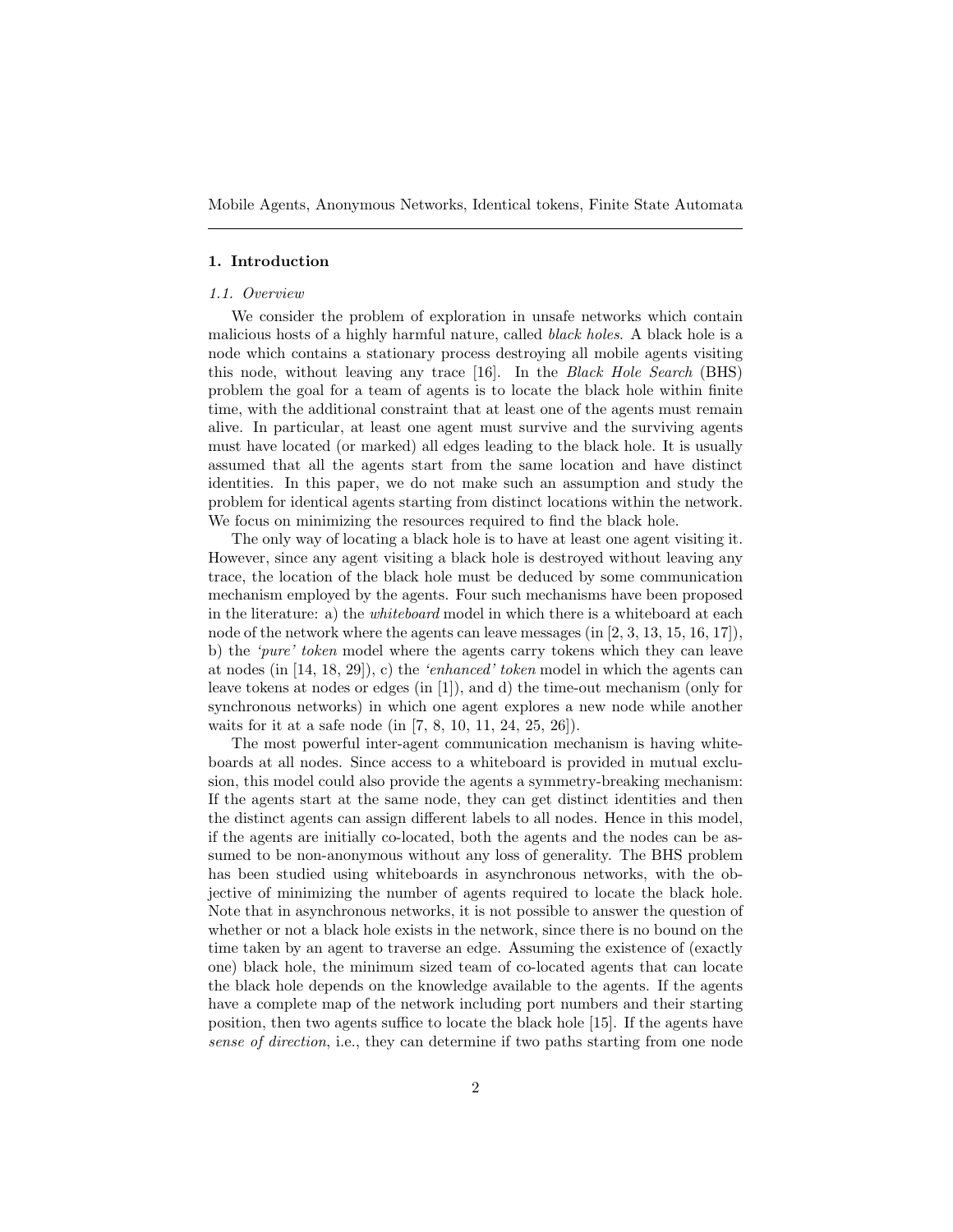Mobile Agents, Anonymous Networks, Identical tokens, Finite State Automata

## 1. Introduction

### 1.1. Overview

We consider the problem of exploration in unsafe networks which contain malicious hosts of a highly harmful nature, called *black holes*. A black hole is a node which contains a stationary process destroying all mobile agents visiting this node, without leaving any trace [16]. In the *Black Hole Search* (BHS) problem the goal for a team of agents is to locate the black hole within finite time, with the additional constraint that at least one of the agents must remain alive. In particular, at least one agent must survive and the surviving agents must have located (or marked) all edges leading to the black hole. It is usually assumed that all the agents start from the same location and have distinct identities. In this paper, we do not make such an assumption and study the problem for identical agents starting from distinct locations within the network. We focus on minimizing the resources required to find the black hole.

The only way of locating a black hole is to have at least one agent visiting it. However, since any agent visiting a black hole is destroyed without leaving any trace, the location of the black hole must be deduced by some communication mechanism employed by the agents. Four such mechanisms have been proposed in the literature: a) the *whiteboard* model in which there is a whiteboard at each node of the network where the agents can leave messages (in [2, 3, 13, 15, 16, 17]), b) the *'pure' token* model where the agents carry tokens which they can leave at nodes (in [14, 18, 29]), c) the *'enhanced' token* model in which the agents can leave tokens at nodes or edges (in [1]), and d) the time-out mechanism (only for synchronous networks) in which one agent explores a new node while another waits for it at a safe node (in [7, 8, 10, 11, 24, 25, 26]).

The most powerful inter-agent communication mechanism is having whiteboards at all nodes. Since access to a whiteboard is provided in mutual exclusion, this model could also provide the agents a symmetry-breaking mechanism: If the agents start at the same node, they can get distinct identities and then the distinct agents can assign different labels to all nodes. Hence in this model, if the agents are initially co-located, both the agents and the nodes can be assumed to be non-anonymous without any loss of generality. The BHS problem has been studied using whiteboards in asynchronous networks, with the objective of minimizing the number of agents required to locate the black hole. Note that in asynchronous networks, it is not possible to answer the question of whether or not a black hole exists in the network, since there is no bound on the time taken by an agent to traverse an edge. Assuming the existence of (exactly one) black hole, the minimum sized team of co-located agents that can locate the black hole depends on the knowledge available to the agents. If the agents have a complete map of the network including port numbers and their starting position, then two agents suffice to locate the black hole [15]. If the agents have *sense of direction*, i.e., they can determine if two paths starting from one node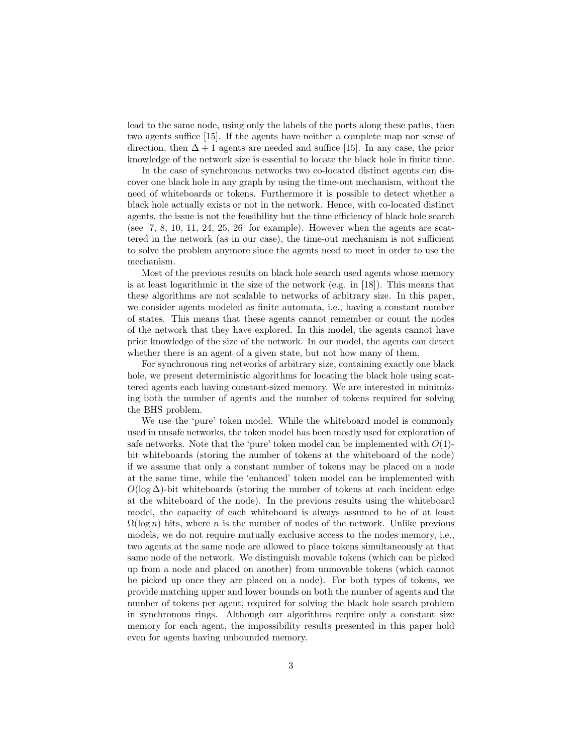lead to the same node, using only the labels of the ports along these paths, then two agents suffice [15]. If the agents have neither a complete map nor sense of direction, then $\Delta + 1$ agents are needed and suffice [15]. In any case, the prior knowledge of the network size is essential to locate the black hole in finite time.

In the case of synchronous networks two co-located distinct agents can discover one black hole in any graph by using the time-out mechanism, without the need of whiteboards or tokens. Furthermore it is possible to detect whether a black hole actually exists or not in the network. Hence, with co-located distinct agents, the issue is not the feasibility but the time efficiency of black hole search (see [7, 8, 10, 11, 24, 25, 26] for example). However when the agents are scattered in the network (as in our case), the time-out mechanism is not sufficient to solve the problem anymore since the agents need to meet in order to use the mechanism.

Most of the previous results on black hole search used agents whose memory is at least logarithmic in the size of the network (e.g. in [18]). This means that these algorithms are not scalable to networks of arbitrary size. In this paper, we consider agents modeled as finite automata, i.e., having a constant number of states. This means that these agents cannot remember or count the nodes of the network that they have explored. In this model, the agents cannot have prior knowledge of the size of the network. In our model, the agents can detect whether there is an agent of a given state, but not how many of them.

For synchronous ring networks of arbitrary size, containing exactly one black hole, we present deterministic algorithms for locating the black hole using scattered agents each having constant-sized memory. We are interested in minimizing both the number of agents and the number of tokens required for solving the BHS problem.

We use the 'pure' token model. While the whiteboard model is commonly used in unsafe networks, the token model has been mostly used for exploration of safe networks. Note that the 'pure' token model can be implemented with $O(1)$-bit whiteboards (storing the number of tokens at the whiteboard of the node) if we assume that only a constant number of tokens may be placed on a node at the same time, while the 'enhanced' token model can be implemented with $O(\log \Delta)$-bit whiteboards (storing the number of tokens at each incident edge at the whiteboard of the node). In the previous results using the whiteboard model, the capacity of each whiteboard is always assumed to be of at least $\Omega(\log n)$ bits, where $n$ is the number of nodes of the network. Unlike previous models, we do not require mutually exclusive access to the nodes memory, i.e., two agents at the same node are allowed to place tokens simultaneously at that same node of the network. We distinguish movable tokens (which can be picked up from a node and placed on another) from unmovable tokens (which cannot be picked up once they are placed on a node). For both types of tokens, we provide matching upper and lower bounds on both the number of agents and the number of tokens per agent, required for solving the black hole search problem in synchronous rings. Although our algorithms require only a constant size memory for each agent, the impossibility results presented in this paper hold even for agents having unbounded memory.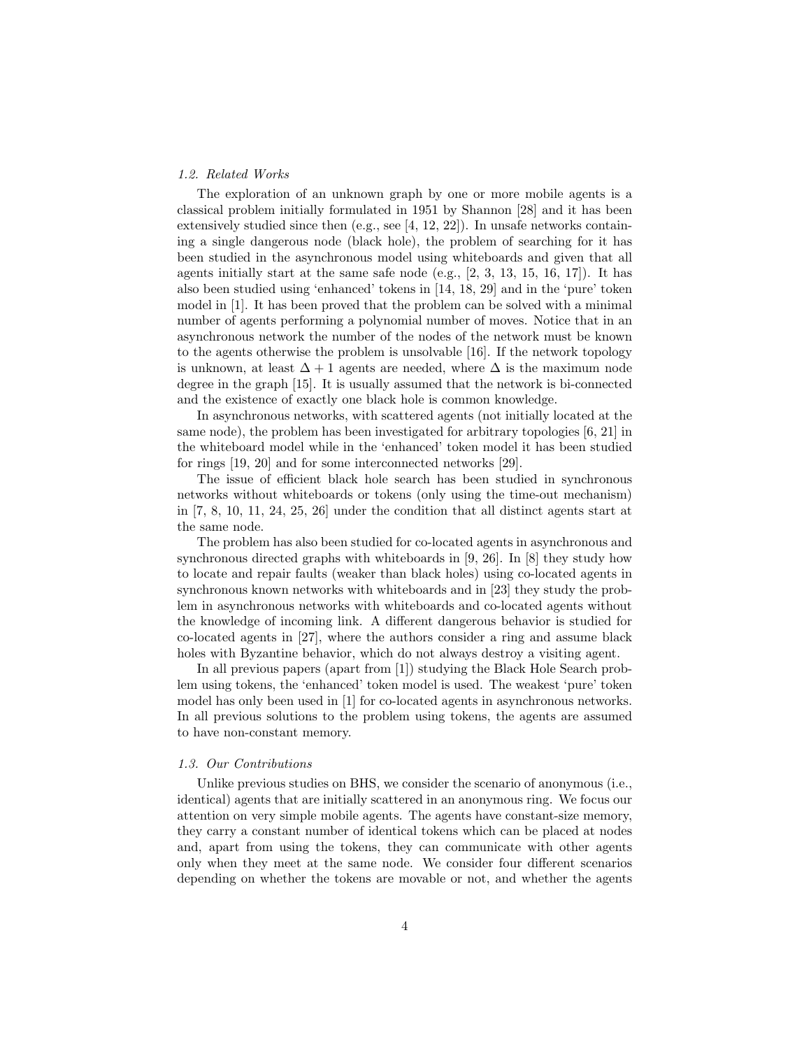### *1.2. Related Works*

The exploration of an unknown graph by one or more mobile agents is a classical problem initially formulated in 1951 by Shannon [28] and it has been extensively studied since then (e.g., see [4, 12, 22]). In unsafe networks containing a single dangerous node (black hole), the problem of searching for it has been studied in the asynchronous model using whiteboards and given that all agents initially start at the same safe node (e.g., [2, 3, 13, 15, 16, 17]). It has also been studied using 'enhanced' tokens in [14, 18, 29] and in the 'pure' token model in [1]. It has been proved that the problem can be solved with a minimal number of agents performing a polynomial number of moves. Notice that in an asynchronous network the number of the nodes of the network must be known to the agents otherwise the problem is unsolvable [16]. If the network topology is unknown, at least $\Delta + 1$ agents are needed, where $\Delta$ is the maximum node degree in the graph [15]. It is usually assumed that the network is bi-connected and the existence of exactly one black hole is common knowledge.

In asynchronous networks, with scattered agents (not initially located at the same node), the problem has been investigated for arbitrary topologies [6, 21] in the whiteboard model while in the 'enhanced' token model it has been studied for rings [19, 20] and for some interconnected networks [29].

The issue of efficient black hole search has been studied in synchronous networks without whiteboards or tokens (only using the time-out mechanism) in [7, 8, 10, 11, 24, 25, 26] under the condition that all distinct agents start at the same node.

The problem has also been studied for co-located agents in asynchronous and synchronous directed graphs with whiteboards in [9, 26]. In [8] they study how to locate and repair faults (weaker than black holes) using co-located agents in synchronous known networks with whiteboards and in [23] they study the problem in asynchronous networks with whiteboards and co-located agents without the knowledge of incoming link. A different dangerous behavior is studied for co-located agents in [27], where the authors consider a ring and assume black holes with Byzantine behavior, which do not always destroy a visiting agent.

In all previous papers (apart from [1]) studying the Black Hole Search problem using tokens, the 'enhanced' token model is used. The weakest 'pure' token model has only been used in [1] for co-located agents in asynchronous networks. In all previous solutions to the problem using tokens, the agents are assumed to have non-constant memory.

### *1.3. Our Contributions*

Unlike previous studies on BHS, we consider the scenario of anonymous (i.e., identical) agents that are initially scattered in an anonymous ring. We focus our attention on very simple mobile agents. The agents have constant-size memory, they carry a constant number of identical tokens which can be placed at nodes and, apart from using the tokens, they can communicate with other agents only when they meet at the same node. We consider four different scenarios depending on whether the tokens are movable or not, and whether the agents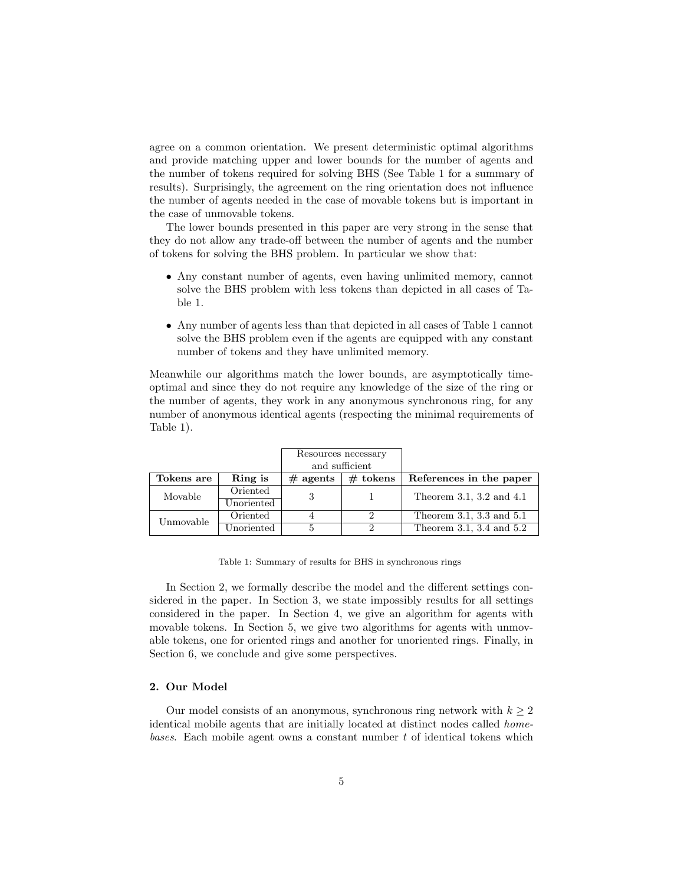agree on a common orientation. We present deterministic optimal algorithms and provide matching upper and lower bounds for the number of agents and the number of tokens required for solving BHS (See Table 1 for a summary of results). Surprisingly, the agreement on the ring orientation does not influence the number of agents needed in the case of movable tokens but is important in the case of unmovable tokens.

The lower bounds presented in this paper are very strong in the sense that they do not allow any trade-off between the number of agents and the number of tokens for solving the BHS problem. In particular we show that:

- Any constant number of agents, even having unlimited memory, cannot solve the BHS problem with less tokens than depicted in all cases of Table 1.
- Any number of agents less than that depicted in all cases of Table 1 cannot solve the BHS problem even if the agents are equipped with any constant number of tokens and they have unlimited memory.

Meanwhile our algorithms match the lower bounds, are asymptotically time-optimal and since they do not require any knowledge of the size of the ring or the number of agents, they work in any anonymous synchronous ring, for any number of anonymous identical agents (respecting the minimal requirements of Table 1).

| | | Resources necessary and sufficient | | |
|---|---|---|---|---|
| **Tokens are** | **Ring is** | **# agents** | **# tokens** | **References in the paper** |
| Movable | Oriented | 3 | 1 | Theorem 3.1, 3.2 and 4.1 |
| | Unoriented | | | |
| Unmovable | Oriented | 4 | 2 | Theorem 3.1, 3.3 and 5.1 |
| | Unoriented | 5 | 2 | Theorem 3.1, 3.4 and 5.2 |

Table 1: Summary of results for BHS in synchronous rings

In Section 2, we formally describe the model and the different settings considered in the paper. In Section 3, we state impossibly results for all settings considered in the paper. In Section 4, we give an algorithm for agents with movable tokens. In Section 5, we give two algorithms for agents with unmovable tokens, one for oriented rings and another for unoriented rings. Finally, in Section 6, we conclude and give some perspectives.

## 2. Our Model

Our model consists of an anonymous, synchronous ring network with $k \geq 2$ identical mobile agents that are initially located at distinct nodes called *home-bases*. Each mobile agent owns a constant number $t$ of identical tokens which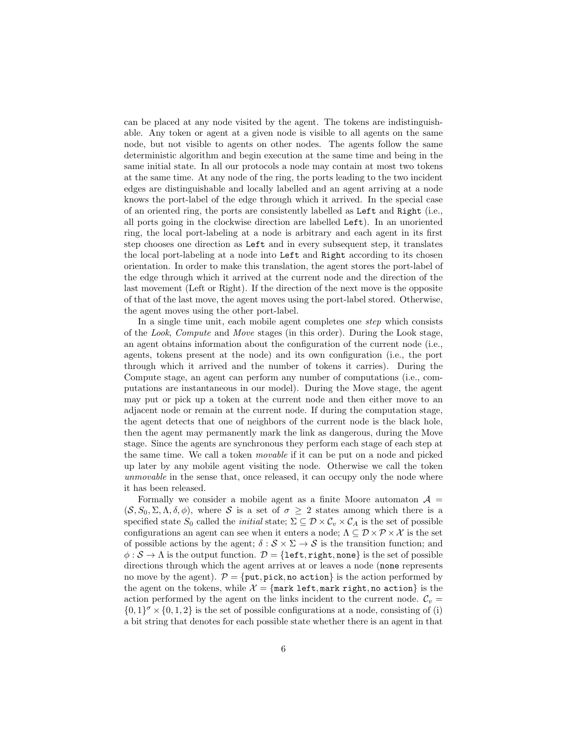can be placed at any node visited by the agent. The tokens are indistinguishable. Any token or agent at a given node is visible to all agents on the same node, but not visible to agents on other nodes. The agents follow the same deterministic algorithm and begin execution at the same time and being in the same initial state. In all our protocols a node may contain at most two tokens at the same time. At any node of the ring, the ports leading to the two incident edges are distinguishable and locally labelled and an agent arriving at a node knows the port-label of the edge through which it arrived. In the special case of an oriented ring, the ports are consistently labelled as `Left` and `Right` (i.e., all ports going in the clockwise direction are labelled `Left`). In an unoriented ring, the local port-labeling at a node is arbitrary and each agent in its first step chooses one direction as `Left` and in every subsequent step, it translates the local port-labeling at a node into `Left` and `Right` according to its chosen orientation. In order to make this translation, the agent stores the port-label of the edge through which it arrived at the current node and the direction of the last movement (Left or Right). If the direction of the next move is the opposite of that of the last move, the agent moves using the port-label stored. Otherwise, the agent moves using the other port-label.

In a single time unit, each mobile agent completes one *step* which consists of the *Look*, *Compute* and *Move* stages (in this order). During the Look stage, an agent obtains information about the configuration of the current node (i.e., agents, tokens present at the node) and its own configuration (i.e., the port through which it arrived and the number of tokens it carries). During the Compute stage, an agent can perform any number of computations (i.e., computations are instantaneous in our model). During the Move stage, the agent may put or pick up a token at the current node and then either move to an adjacent node or remain at the current node. If during the computation stage, the agent detects that one of neighbors of the current node is the black hole, then the agent may permanently mark the link as dangerous, during the Move stage. Since the agents are synchronous they perform each stage of each step at the same time. We call a token *movable* if it can be put on a node and picked up later by any mobile agent visiting the node. Otherwise we call the token *unmovable* in the sense that, once released, it can occupy only the node where it has been released.

Formally we consider a mobile agent as a finite Moore automaton $\mathcal{A} = (\mathcal{S}, S_0, \Sigma, \Lambda, \delta, \phi)$, where $\mathcal{S}$ is a set of $\sigma \geq 2$ states among which there is a specified state $S_0$ called the *initial* state; $\Sigma \subseteq \mathcal{D} \times \mathcal{C}_v \times \mathcal{C}_A$ is the set of possible configurations an agent can see when it enters a node; $\Lambda \subseteq \mathcal{D} \times \mathcal{P} \times \mathcal{X}$ is the set of possible actions by the agent; $\delta : \mathcal{S} \times \Sigma \to \mathcal{S}$ is the transition function; and $\phi : \mathcal{S} \to \Lambda$ is the output function. $\mathcal{D} = \{\texttt{left}, \texttt{right}, \texttt{none}\}$ is the set of possible directions through which the agent arrives at or leaves a node (`none` represents no move by the agent). $\mathcal{P} = \{\texttt{put}, \texttt{pick}, \texttt{no action}\}$ is the action performed by the agent on the tokens, while $\mathcal{X} = \{\texttt{mark left}, \texttt{mark right}, \texttt{no action}\}$ is the action performed by the agent on the links incident to the current node. $\mathcal{C}_v = \{0,1\}^\sigma \times \{0,1,2\}$ is the set of possible configurations at a node, consisting of (i) a bit string that denotes for each possible state whether there is an agent in that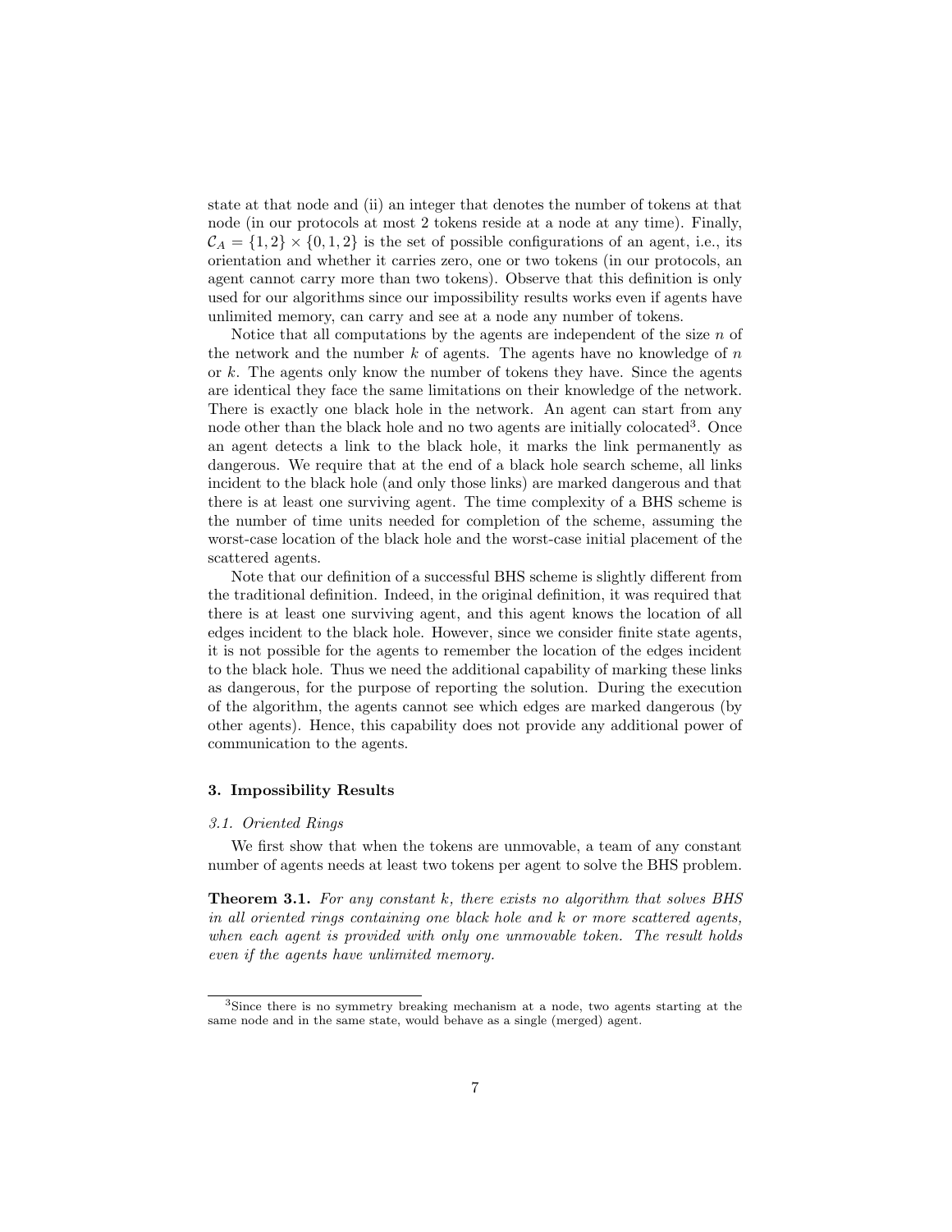state at that node and (ii) an integer that denotes the number of tokens at that node (in our protocols at most 2 tokens reside at a node at any time). Finally, $\mathcal{C}_A = \{1, 2\} \times \{0, 1, 2\}$ is the set of possible configurations of an agent, i.e., its orientation and whether it carries zero, one or two tokens (in our protocols, an agent cannot carry more than two tokens). Observe that this definition is only used for our algorithms since our impossibility results works even if agents have unlimited memory, can carry and see at a node any number of tokens.

Notice that all computations by the agents are independent of the size $n$ of the network and the number $k$ of agents. The agents have no knowledge of $n$ or $k$. The agents only know the number of tokens they have. Since the agents are identical they face the same limitations on their knowledge of the network. There is exactly one black hole in the network. An agent can start from any node other than the black hole and no two agents are initially colocated[3]. Once an agent detects a link to the black hole, it marks the link permanently as dangerous. We require that at the end of a black hole search scheme, all links incident to the black hole (and only those links) are marked dangerous and that there is at least one surviving agent. The time complexity of a BHS scheme is the number of time units needed for completion of the scheme, assuming the worst-case location of the black hole and the worst-case initial placement of the scattered agents.

Note that our definition of a successful BHS scheme is slightly different from the traditional definition. Indeed, in the original definition, it was required that there is at least one surviving agent, and this agent knows the location of all edges incident to the black hole. However, since we consider finite state agents, it is not possible for the agents to remember the location of the edges incident to the black hole. Thus we need the additional capability of marking these links as dangerous, for the purpose of reporting the solution. During the execution of the algorithm, the agents cannot see which edges are marked dangerous (by other agents). Hence, this capability does not provide any additional power of communication to the agents.

## 3. Impossibility Results

### 3.1. Oriented Rings

We first show that when the tokens are unmovable, a team of any constant number of agents needs at least two tokens per agent to solve the BHS problem.

**Theorem 3.1.** *For any constant $k$, there exists no algorithm that solves BHS in all oriented rings containing one black hole and $k$ or more scattered agents, when each agent is provided with only one unmovable token. The result holds even if the agents have unlimited memory.*

[3] Since there is no symmetry breaking mechanism at a node, two agents starting at the same node and in the same state, would behave as a single (merged) agent.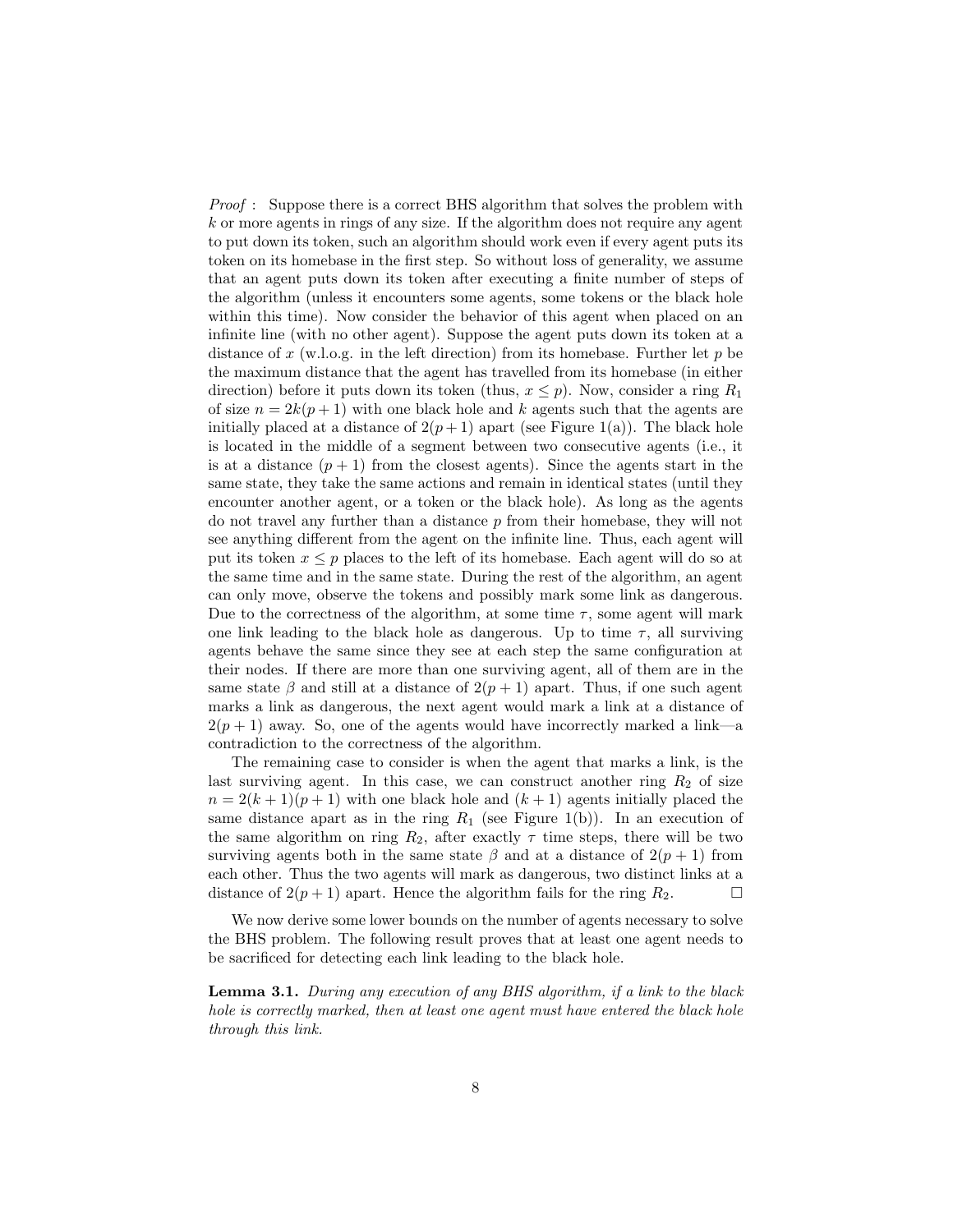*Proof* : Suppose there is a correct BHS algorithm that solves the problem with $k$ or more agents in rings of any size. If the algorithm does not require any agent to put down its token, such an algorithm should work even if every agent puts its token on its homebase in the first step. So without loss of generality, we assume that an agent puts down its token after executing a finite number of steps of the algorithm (unless it encounters some agents, some tokens or the black hole within this time). Now consider the behavior of this agent when placed on an infinite line (with no other agent). Suppose the agent puts down its token at a distance of $x$ (w.l.o.g. in the left direction) from its homebase. Further let $p$ be the maximum distance that the agent has travelled from its homebase (in either direction) before it puts down its token (thus, $x \leq p$). Now, consider a ring $R_1$ of size $n = 2k(p+1)$ with one black hole and $k$ agents such that the agents are initially placed at a distance of $2(p+1)$ apart (see Figure 1(a)). The black hole is located in the middle of a segment between two consecutive agents (i.e., it is at a distance $(p+1)$ from the closest agents). Since the agents start in the same state, they take the same actions and remain in identical states (until they encounter another agent, or a token or the black hole). As long as the agents do not travel any further than a distance $p$ from their homebase, they will not see anything different from the agent on the infinite line. Thus, each agent will put its token $x \leq p$ places to the left of its homebase. Each agent will do so at the same time and in the same state. During the rest of the algorithm, an agent can only move, observe the tokens and possibly mark some link as dangerous. Due to the correctness of the algorithm, at some time $\tau$, some agent will mark one link leading to the black hole as dangerous. Up to time $\tau$, all surviving agents behave the same since they see at each step the same configuration at their nodes. If there are more than one surviving agent, all of them are in the same state $\beta$ and still at a distance of $2(p+1)$ apart. Thus, if one such agent marks a link as dangerous, the next agent would mark a link at a distance of $2(p+1)$ away. So, one of the agents would have incorrectly marked a link—a contradiction to the correctness of the algorithm.

The remaining case to consider is when the agent that marks a link, is the last surviving agent. In this case, we can construct another ring $R_2$ of size $n = 2(k+1)(p+1)$ with one black hole and $(k+1)$ agents initially placed the same distance apart as in the ring $R_1$ (see Figure 1(b)). In an execution of the same algorithm on ring $R_2$, after exactly $\tau$ time steps, there will be two surviving agents both in the same state $\beta$ and at a distance of $2(p+1)$ from each other. Thus the two agents will mark as dangerous, two distinct links at a distance of $2(p+1)$ apart. Hence the algorithm fails for the ring $R_2$. □

We now derive some lower bounds on the number of agents necessary to solve the BHS problem. The following result proves that at least one agent needs to be sacrificed for detecting each link leading to the black hole.

**Lemma 3.1.** *During any execution of any BHS algorithm, if a link to the black hole is correctly marked, then at least one agent must have entered the black hole through this link.*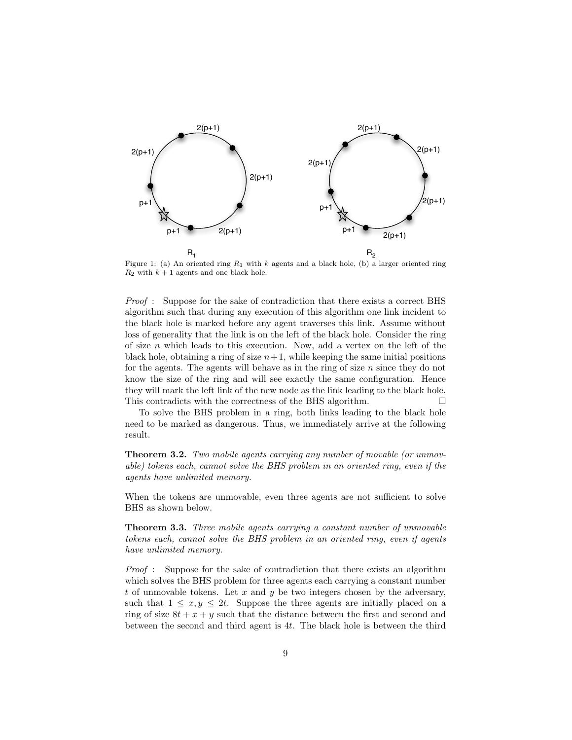Figure 1: (a) An oriented ring $R_1$ with $k$ agents and a black hole, (b) a larger oriented ring $R_2$ with $k+1$ agents and one black hole.

*Proof* : Suppose for the sake of contradiction that there exists a correct BHS algorithm such that during any execution of this algorithm one link incident to the black hole is marked before any agent traverses this link. Assume without loss of generality that the link is on the left of the black hole. Consider the ring of size $n$ which leads to this execution. Now, add a vertex on the left of the black hole, obtaining a ring of size $n+1$, while keeping the same initial positions for the agents. The agents will behave as in the ring of size $n$ since they do not know the size of the ring and will see exactly the same configuration. Hence they will mark the left link of the new node as the link leading to the black hole. This contradicts with the correctness of the BHS algorithm. □

To solve the BHS problem in a ring, both links leading to the black hole need to be marked as dangerous. Thus, we immediately arrive at the following result.

**Theorem 3.2.** *Two mobile agents carrying any number of movable (or unmovable) tokens each, cannot solve the BHS problem in an oriented ring, even if the agents have unlimited memory.*

When the tokens are unmovable, even three agents are not sufficient to solve BHS as shown below.

**Theorem 3.3.** *Three mobile agents carrying a constant number of unmovable tokens each, cannot solve the BHS problem in an oriented ring, even if agents have unlimited memory.*

*Proof* : Suppose for the sake of contradiction that there exists an algorithm which solves the BHS problem for three agents each carrying a constant number $t$ of unmovable tokens. Let $x$ and $y$ be two integers chosen by the adversary, such that $1 \leq x, y \leq 2t$. Suppose the three agents are initially placed on a ring of size $8t + x + y$ such that the distance between the first and second and between the second and third agent is $4t$. The black hole is between the third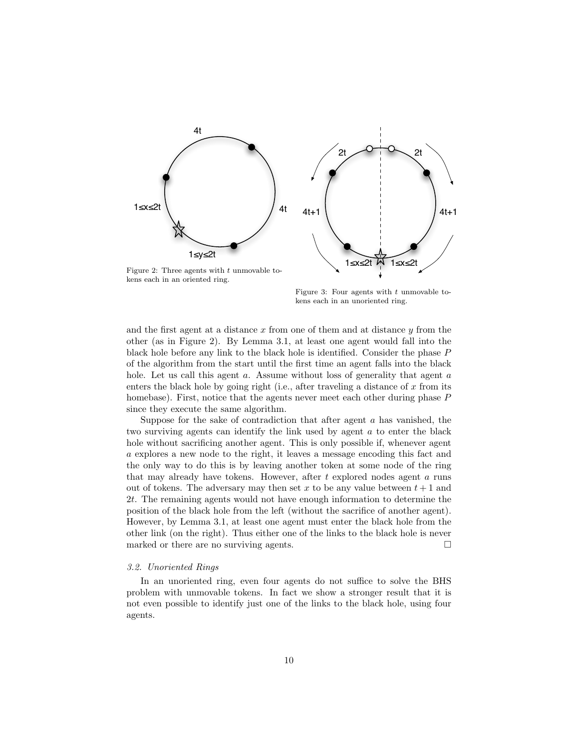4t

1≤x≤2t

4t

1≤y≤2t

Figure 2: Three agents with $t$ unmovable tokens each in an oriented ring.

2t

2t

4t+1

4t+1

1≤x≤2t

1≤x≤2t

Figure 3: Four agents with $t$ unmovable tokens each in an unoriented ring.

and the first agent at a distance $x$ from one of them and at distance $y$ from the other (as in Figure 2). By Lemma 3.1, at least one agent would fall into the black hole before any link to the black hole is identified. Consider the phase $P$ of the algorithm from the start until the first time an agent falls into the black hole. Let us call this agent $a$. Assume without loss of generality that agent $a$ enters the black hole by going right (i.e., after traveling a distance of $x$ from its homebase). First, notice that the agents never meet each other during phase $P$ since they execute the same algorithm.

Suppose for the sake of contradiction that after agent $a$ has vanished, the two surviving agents can identify the link used by agent $a$ to enter the black hole without sacrificing another agent. This is only possible if, whenever agent $a$ explores a new node to the right, it leaves a message encoding this fact and the only way to do this is by leaving another token at some node of the ring that may already have tokens. However, after $t$ explored nodes agent $a$ runs out of tokens. The adversary may then set $x$ to be any value between $t+1$ and $2t$. The remaining agents would not have enough information to determine the position of the black hole from the left (without the sacrifice of another agent). However, by Lemma 3.1, at least one agent must enter the black hole from the other link (on the right). Thus either one of the links to the black hole is never marked or there are no surviving agents. □

### *3.2. Unoriented Rings*

In an unoriented ring, even four agents do not suffice to solve the BHS problem with unmovable tokens. In fact we show a stronger result that it is not even possible to identify just one of the links to the black hole, using four agents.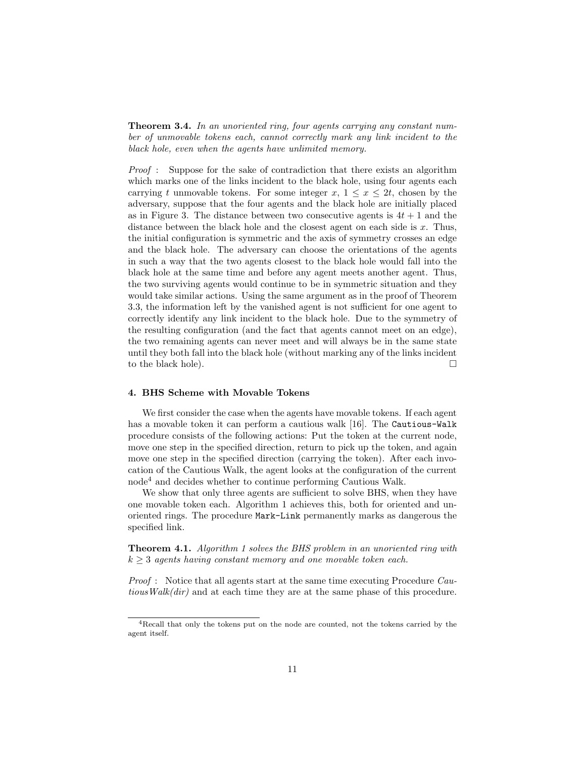**Theorem 3.4.** *In an unoriented ring, four agents carrying any constant number of unmovable tokens each, cannot correctly mark any link incident to the black hole, even when the agents have unlimited memory.*

*Proof* : Suppose for the sake of contradiction that there exists an algorithm which marks one of the links incident to the black hole, using four agents each carrying $t$ unmovable tokens. For some integer $x$, $1 \leq x \leq 2t$, chosen by the adversary, suppose that the four agents and the black hole are initially placed as in Figure 3. The distance between two consecutive agents is $4t + 1$ and the distance between the black hole and the closest agent on each side is $x$. Thus, the initial configuration is symmetric and the axis of symmetry crosses an edge and the black hole. The adversary can choose the orientations of the agents in such a way that the two agents closest to the black hole would fall into the black hole at the same time and before any agent meets another agent. Thus, the two surviving agents would continue to be in symmetric situation and they would take similar actions. Using the same argument as in the proof of Theorem 3.3, the information left by the vanished agent is not sufficient for one agent to correctly identify any link incident to the black hole. Due to the symmetry of the resulting configuration (and the fact that agents cannot meet on an edge), the two remaining agents can never meet and will always be in the same state until they both fall into the black hole (without marking any of the links incident to the black hole). □

### 4. BHS Scheme with Movable Tokens

We first consider the case when the agents have movable tokens. If each agent has a movable token it can perform a cautious walk [16]. The `Cautious-Walk` procedure consists of the following actions: Put the token at the current node, move one step in the specified direction, return to pick up the token, and again move one step in the specified direction (carrying the token). After each invocation of the Cautious Walk, the agent looks at the configuration of the current node[4] and decides whether to continue performing Cautious Walk.

We show that only three agents are sufficient to solve BHS, when they have one movable token each. Algorithm 1 achieves this, both for oriented and unoriented rings. The procedure `Mark-Link` permanently marks as dangerous the specified link.

**Theorem 4.1.** *Algorithm 1 solves the BHS problem in an unoriented ring with $k \geq 3$ agents having constant memory and one movable token each.*

*Proof* : Notice that all agents start at the same time executing Procedure *CautiousWalk(dir)* and at each time they are at the same phase of this procedure.

[4] Recall that only the tokens put on the node are counted, not the tokens carried by the agent itself.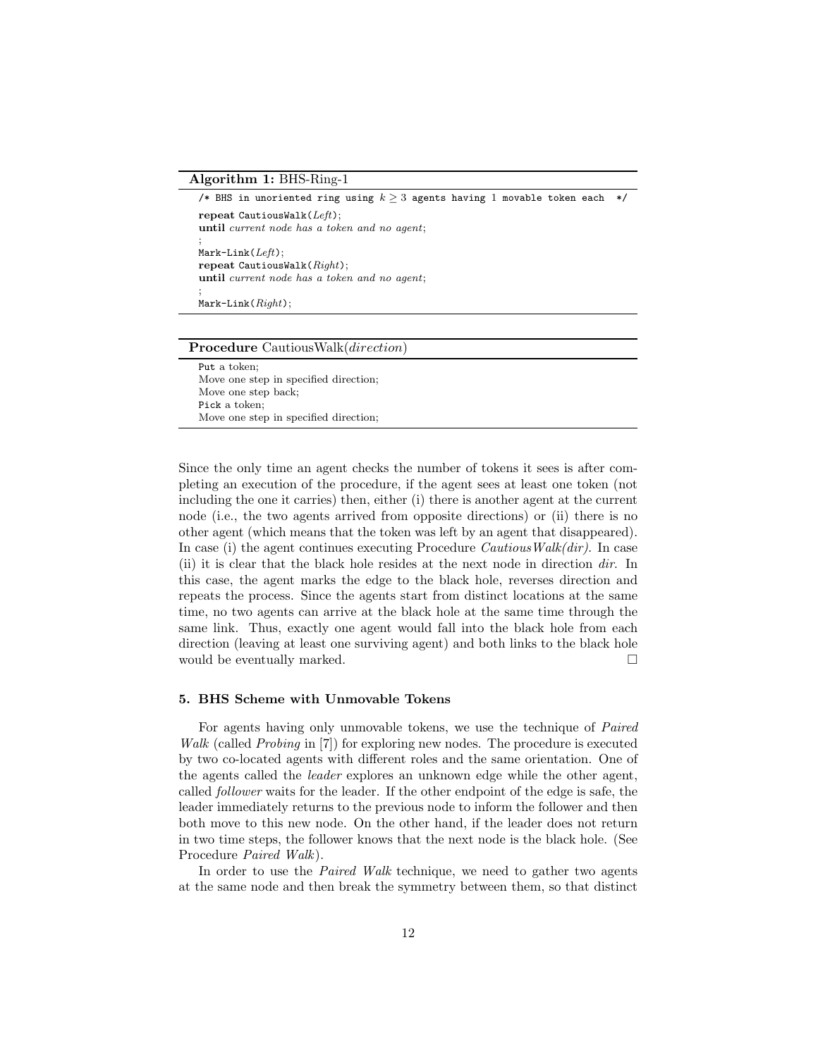**Algorithm 1:** BHS-Ring-1

```
/* BHS in unoriented ring using k ≥ 3 agents having 1 movable token each  */
repeat CautiousWalk(Left);
until current node has a token and no agent;
;
Mark-Link(Left);
repeat CautiousWalk(Right);
until current node has a token and no agent;
;
Mark-Link(Right);
```

**Procedure** CautiousWalk(*direction*)

```
Put a token;
Move one step in specified direction;
Move one step back;
Pick a token;
Move one step in specified direction;
```

Since the only time an agent checks the number of tokens it sees is after completing an execution of the procedure, if the agent sees at least one token (not including the one it carries) then, either (i) there is another agent at the current node (i.e., the two agents arrived from opposite directions) or (ii) there is no other agent (which means that the token was left by an agent that disappeared). In case (i) the agent continues executing Procedure *CautiousWalk(dir)*. In case (ii) it is clear that the black hole resides at the next node in direction *dir*. In this case, the agent marks the edge to the black hole, reverses direction and repeats the process. Since the agents start from distinct locations at the same time, no two agents can arrive at the black hole at the same time through the same link. Thus, exactly one agent would fall into the black hole from each direction (leaving at least one surviving agent) and both links to the black hole would be eventually marked. □

### 5. BHS Scheme with Unmovable Tokens

For agents having only unmovable tokens, we use the technique of *Paired Walk* (called *Probing* in [7]) for exploring new nodes. The procedure is executed by two co-located agents with different roles and the same orientation. One of the agents called the *leader* explores an unknown edge while the other agent, called *follower* waits for the leader. If the other endpoint of the edge is safe, the leader immediately returns to the previous node to inform the follower and then both move to this new node. On the other hand, if the leader does not return in two time steps, the follower knows that the next node is the black hole. (See Procedure *Paired Walk*).

In order to use the *Paired Walk* technique, we need to gather two agents at the same node and then break the symmetry between them, so that distinct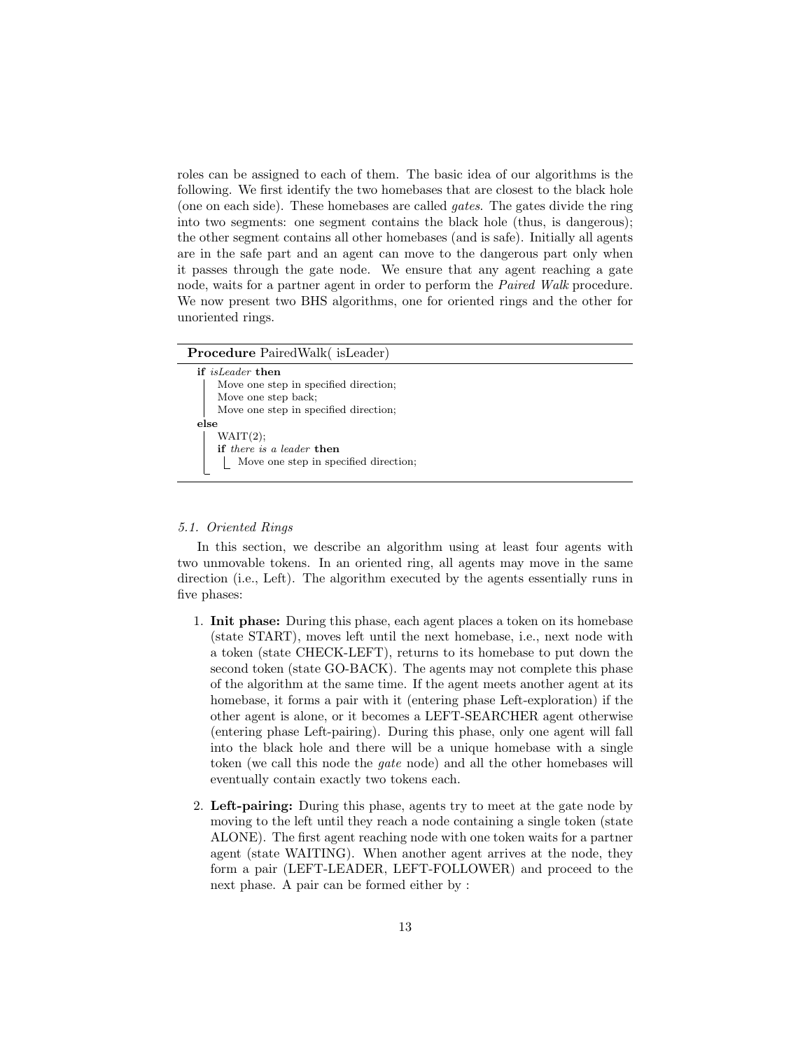roles can be assigned to each of them. The basic idea of our algorithms is the following. We first identify the two homebases that are closest to the black hole (one on each side). These homebases are called *gates*. The gates divide the ring into two segments: one segment contains the black hole (thus, is dangerous); the other segment contains all other homebases (and is safe). Initially all agents are in the safe part and an agent can move to the dangerous part only when it passes through the gate node. We ensure that any agent reaching a gate node, waits for a partner agent in order to perform the *Paired Walk* procedure. We now present two BHS algorithms, one for oriented rings and the other for unoriented rings.

```
Procedure PairedWalk( isLeader)
if isLeader then
    Move one step in specified direction;
    Move one step back;
    Move one step in specified direction;
else
    WAIT(2);
    if there is a leader then
        Move one step in specified direction;
```

### *5.1. Oriented Rings*

In this section, we describe an algorithm using at least four agents with two unmovable tokens. In an oriented ring, all agents may move in the same direction (i.e., Left). The algorithm executed by the agents essentially runs in five phases:

1. **Init phase:** During this phase, each agent places a token on its homebase (state START), moves left until the next homebase, i.e., next node with a token (state CHECK-LEFT), returns to its homebase to put down the second token (state GO-BACK). The agents may not complete this phase of the algorithm at the same time. If the agent meets another agent at its homebase, it forms a pair with it (entering phase Left-exploration) if the other agent is alone, or it becomes a LEFT-SEARCHER agent otherwise (entering phase Left-pairing). During this phase, only one agent will fall into the black hole and there will be a unique homebase with a single token (we call this node the *gate* node) and all the other homebases will eventually contain exactly two tokens each.

2. **Left-pairing:** During this phase, agents try to meet at the gate node by moving to the left until they reach a node containing a single token (state ALONE). The first agent reaching node with one token waits for a partner agent (state WAITING). When another agent arrives at the node, they form a pair (LEFT-LEADER, LEFT-FOLLOWER) and proceed to the next phase. A pair can be formed either by :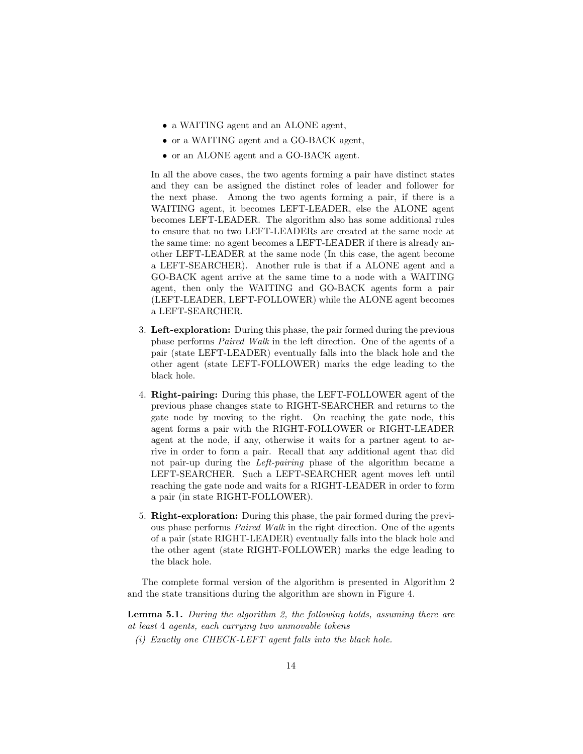- a WAITING agent and an ALONE agent,
- or a WAITING agent and a GO-BACK agent,
- or an ALONE agent and a GO-BACK agent.

In all the above cases, the two agents forming a pair have distinct states and they can be assigned the distinct roles of leader and follower for the next phase. Among the two agents forming a pair, if there is a WAITING agent, it becomes LEFT-LEADER, else the ALONE agent becomes LEFT-LEADER. The algorithm also has some additional rules to ensure that no two LEFT-LEADERs are created at the same node at the same time: no agent becomes a LEFT-LEADER if there is already another LEFT-LEADER at the same node (In this case, the agent become a LEFT-SEARCHER). Another rule is that if a ALONE agent and a GO-BACK agent arrive at the same time to a node with a WAITING agent, then only the WAITING and GO-BACK agents form a pair (LEFT-LEADER, LEFT-FOLLOWER) while the ALONE agent becomes a LEFT-SEARCHER.

3. **Left-exploration:** During this phase, the pair formed during the previous phase performs *Paired Walk* in the left direction. One of the agents of a pair (state LEFT-LEADER) eventually falls into the black hole and the other agent (state LEFT-FOLLOWER) marks the edge leading to the black hole.

4. **Right-pairing:** During this phase, the LEFT-FOLLOWER agent of the previous phase changes state to RIGHT-SEARCHER and returns to the gate node by moving to the right. On reaching the gate node, this agent forms a pair with the RIGHT-FOLLOWER or RIGHT-LEADER agent at the node, if any, otherwise it waits for a partner agent to arrive in order to form a pair. Recall that any additional agent that did not pair-up during the *Left-pairing* phase of the algorithm became a LEFT-SEARCHER. Such a LEFT-SEARCHER agent moves left until reaching the gate node and waits for a RIGHT-LEADER in order to form a pair (in state RIGHT-FOLLOWER).

5. **Right-exploration:** During this phase, the pair formed during the previous phase performs *Paired Walk* in the right direction. One of the agents of a pair (state RIGHT-LEADER) eventually falls into the black hole and the other agent (state RIGHT-FOLLOWER) marks the edge leading to the black hole.

The complete formal version of the algorithm is presented in Algorithm 2 and the state transitions during the algorithm are shown in Figure 4.

**Lemma 5.1.** *During the algorithm 2, the following holds, assuming there are at least 4 agents, each carrying two unmovable tokens*

*(i) Exactly one CHECK-LEFT agent falls into the black hole.*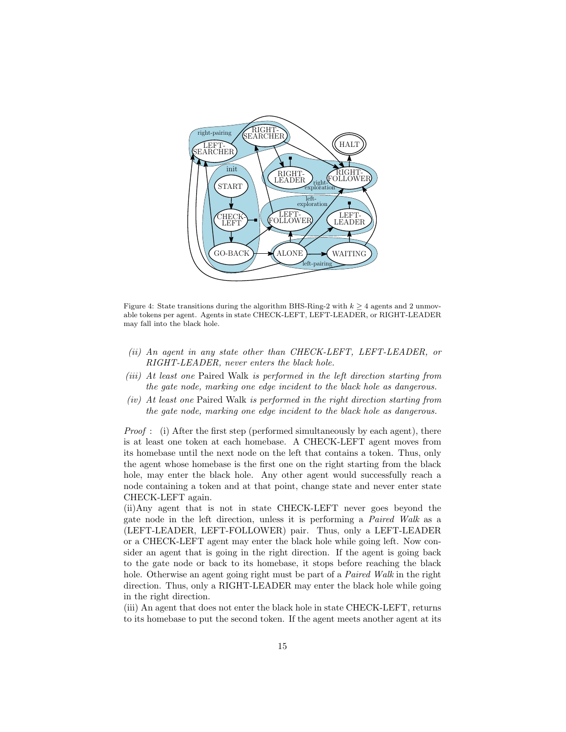Figure 4: State transitions during the algorithm BHS-Ring-2 with $k \geq 4$ agents and 2 unmovable tokens per agent. Agents in state CHECK-LEFT, LEFT-LEADER, or RIGHT-LEADER may fall into the black hole.

*(ii) An agent in any state other than CHECK-LEFT, LEFT-LEADER, or RIGHT-LEADER, never enters the black hole.*

*(iii) At least one* Paired Walk *is performed in the left direction starting from the gate node, marking one edge incident to the black hole as dangerous.*

*(iv) At least one* Paired Walk *is performed in the right direction starting from the gate node, marking one edge incident to the black hole as dangerous.*

*Proof* : (i) After the first step (performed simultaneously by each agent), there is at least one token at each homebase. A CHECK-LEFT agent moves from its homebase until the next node on the left that contains a token. Thus, only the agent whose homebase is the first one on the right starting from the black hole, may enter the black hole. Any other agent would successfully reach a node containing a token and at that point, change state and never enter state CHECK-LEFT again.

(ii)Any agent that is not in state CHECK-LEFT never goes beyond the gate node in the left direction, unless it is performing a *Paired Walk* as a (LEFT-LEADER, LEFT-FOLLOWER) pair. Thus, only a LEFT-LEADER or a CHECK-LEFT agent may enter the black hole while going left. Now consider an agent that is going in the right direction. If the agent is going back to the gate node or back to its homebase, it stops before reaching the black hole. Otherwise an agent going right must be part of a *Paired Walk* in the right direction. Thus, only a RIGHT-LEADER may enter the black hole while going in the right direction.

(iii) An agent that does not enter the black hole in state CHECK-LEFT, returns to its homebase to put the second token. If the agent meets another agent at its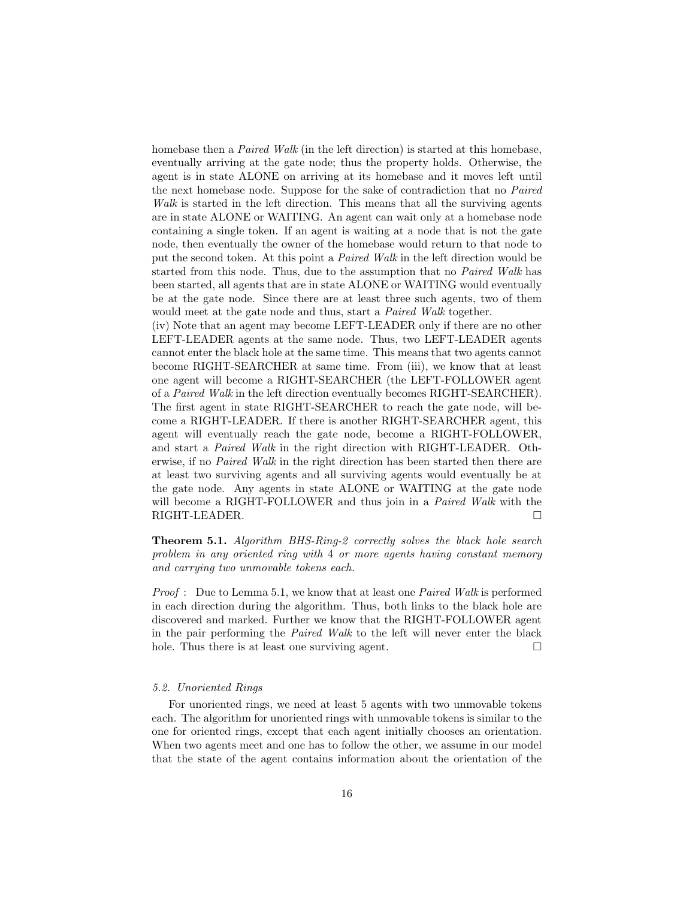homebase then a *Paired Walk* (in the left direction) is started at this homebase, eventually arriving at the gate node; thus the property holds. Otherwise, the agent is in state ALONE on arriving at its homebase and it moves left until the next homebase node. Suppose for the sake of contradiction that no *Paired Walk* is started in the left direction. This means that all the surviving agents are in state ALONE or WAITING. An agent can wait only at a homebase node containing a single token. If an agent is waiting at a node that is not the gate node, then eventually the owner of the homebase would return to that node to put the second token. At this point a *Paired Walk* in the left direction would be started from this node. Thus, due to the assumption that no *Paired Walk* has been started, all agents that are in state ALONE or WAITING would eventually be at the gate node. Since there are at least three such agents, two of them would meet at the gate node and thus, start a *Paired Walk* together.

(iv) Note that an agent may become LEFT-LEADER only if there are no other LEFT-LEADER agents at the same node. Thus, two LEFT-LEADER agents cannot enter the black hole at the same time. This means that two agents cannot become RIGHT-SEARCHER at same time. From (iii), we know that at least one agent will become a RIGHT-SEARCHER (the LEFT-FOLLOWER agent of a *Paired Walk* in the left direction eventually becomes RIGHT-SEARCHER). The first agent in state RIGHT-SEARCHER to reach the gate node, will become a RIGHT-LEADER. If there is another RIGHT-SEARCHER agent, this agent will eventually reach the gate node, become a RIGHT-FOLLOWER, and start a *Paired Walk* in the right direction with RIGHT-LEADER. Otherwise, if no *Paired Walk* in the right direction has been started then there are at least two surviving agents and all surviving agents would eventually be at the gate node. Any agents in state ALONE or WAITING at the gate node will become a RIGHT-FOLLOWER and thus join in a *Paired Walk* with the RIGHT-LEADER. □

**Theorem 5.1.** *Algorithm BHS-Ring-2 correctly solves the black hole search problem in any oriented ring with* 4 *or more agents having constant memory and carrying two unmovable tokens each.*

*Proof* : Due to Lemma 5.1, we know that at least one *Paired Walk* is performed in each direction during the algorithm. Thus, both links to the black hole are discovered and marked. Further we know that the RIGHT-FOLLOWER agent in the pair performing the *Paired Walk* to the left will never enter the black hole. Thus there is at least one surviving agent. □

### *5.2. Unoriented Rings*

For unoriented rings, we need at least 5 agents with two unmovable tokens each. The algorithm for unoriented rings with unmovable tokens is similar to the one for oriented rings, except that each agent initially chooses an orientation. When two agents meet and one has to follow the other, we assume in our model that the state of the agent contains information about the orientation of the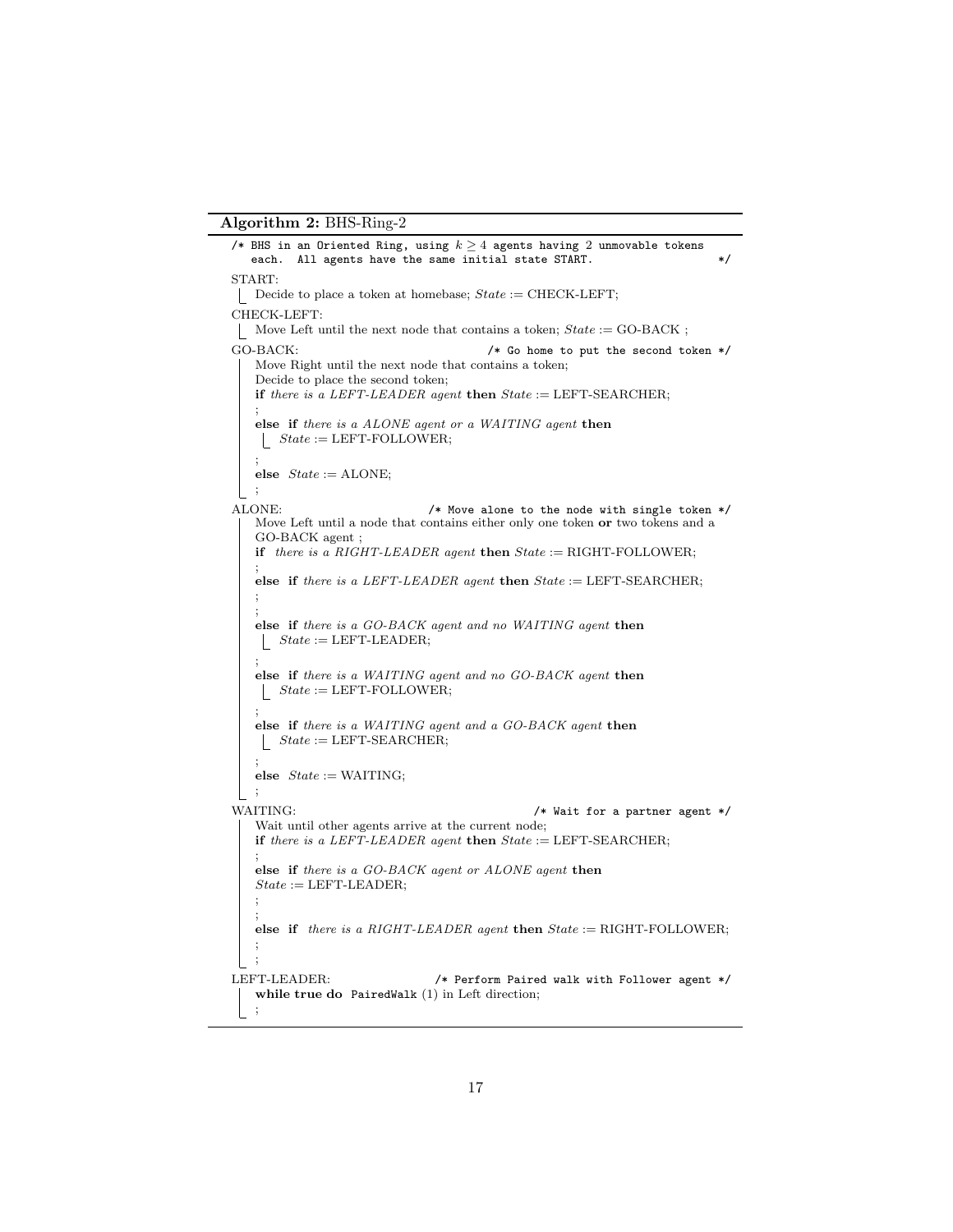**Algorithm 2:** BHS-Ring-2

```
/* BHS in an Oriented Ring, using k ≥ 4 agents having 2 unmovable tokens
   each. All agents have the same initial state START.                 */
START:
   Decide to place a token at homebase; State := CHECK-LEFT;
CHECK-LEFT:
   Move Left until the next node that contains a token; State := GO-BACK ;
GO-BACK:                              /* Go home to put the second token */
   Move Right until the next node that contains a token;
   Decide to place the second token;
   if there is a LEFT-LEADER agent then State := LEFT-SEARCHER;
   ;
   else if there is a ALONE agent or a WAITING agent then
      State := LEFT-FOLLOWER;
   ;
   else State := ALONE;
   ;
ALONE:                         /* Move alone to the node with single token */
   Move Left until a node that contains either only one token or two tokens and a
   GO-BACK agent ;
   if there is a RIGHT-LEADER agent then State := RIGHT-FOLLOWER;
   ;
   else if there is a LEFT-LEADER agent then State := LEFT-SEARCHER;
   ;
   ;
   else if there is a GO-BACK agent and no WAITING agent then
      State := LEFT-LEADER;
   ;
   else if there is a WAITING agent and no GO-BACK agent then
      State := LEFT-FOLLOWER;
   ;
   else if there is a WAITING agent and a GO-BACK agent then
      State := LEFT-SEARCHER;
   ;
   else State := WAITING;
   ;
WAITING:                                         /* Wait for a partner agent */
   Wait until other agents arrive at the current node;
   if there is a LEFT-LEADER agent then State := LEFT-SEARCHER;
   ;
   else if there is a GO-BACK agent or ALONE agent then
   State := LEFT-LEADER;
   ;
   ;
   else if there is a RIGHT-LEADER agent then State := RIGHT-FOLLOWER;
   ;
   ;
LEFT-LEADER:                   /* Perform Paired walk with Follower agent */
   while true do PairedWalk (1) in Left direction;
   ;
```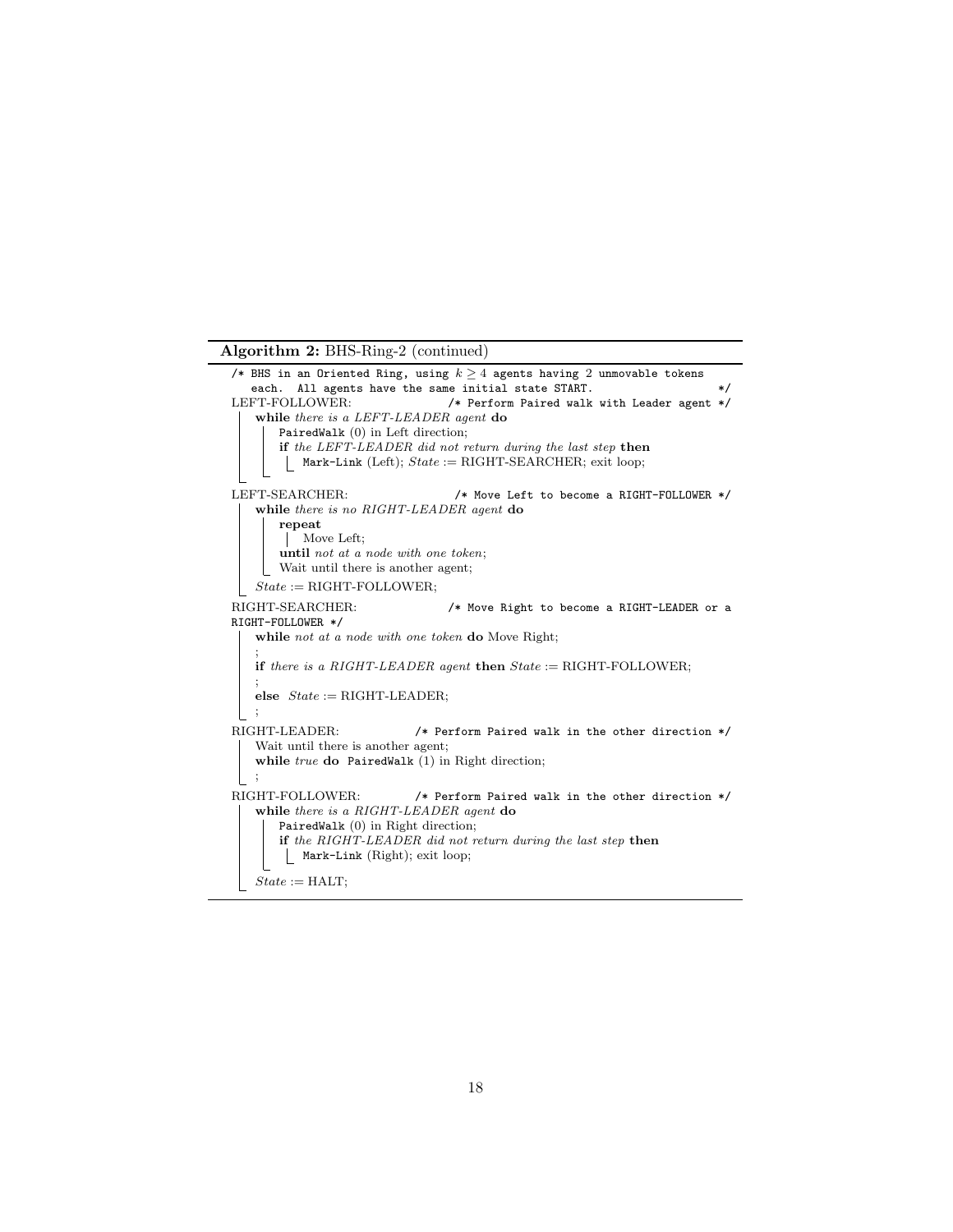**Algorithm 2:** BHS-Ring-2 (continued)

```
/* BHS in an Oriented Ring, using k ≥ 4 agents having 2 unmovable tokens
   each.  All agents have the same initial state START.                 */
LEFT-FOLLOWER:                    /* Perform Paired walk with Leader agent */
    while there is a LEFT-LEADER agent do
        PairedWalk (0) in Left direction;
        if the LEFT-LEADER did not return during the last step then
            Mark-Link (Left); State := RIGHT-SEARCHER; exit loop;

LEFT-SEARCHER:                       /* Move Left to become a RIGHT-FOLLOWER */
    while there is no RIGHT-LEADER agent do
        repeat
            Move Left;
        until not at a node with one token;
        Wait until there is another agent;
    State := RIGHT-FOLLOWER;

RIGHT-SEARCHER:                  /* Move Right to become a RIGHT-LEADER or a
RIGHT-FOLLOWER */
    while not at a node with one token do Move Right;
    ;
    if there is a RIGHT-LEADER agent then State := RIGHT-FOLLOWER;
    ;
    else  State := RIGHT-LEADER;
    ;

RIGHT-LEADER:              /* Perform Paired walk in the other direction */
    Wait until there is another agent;
    while true do  PairedWalk (1) in Right direction;
    ;

RIGHT-FOLLOWER:            /* Perform Paired walk in the other direction */
    while there is a RIGHT-LEADER agent do
        PairedWalk (0) in Right direction;
        if the RIGHT-LEADER did not return during the last step then
            Mark-Link (Right); exit loop;
    State := HALT;
```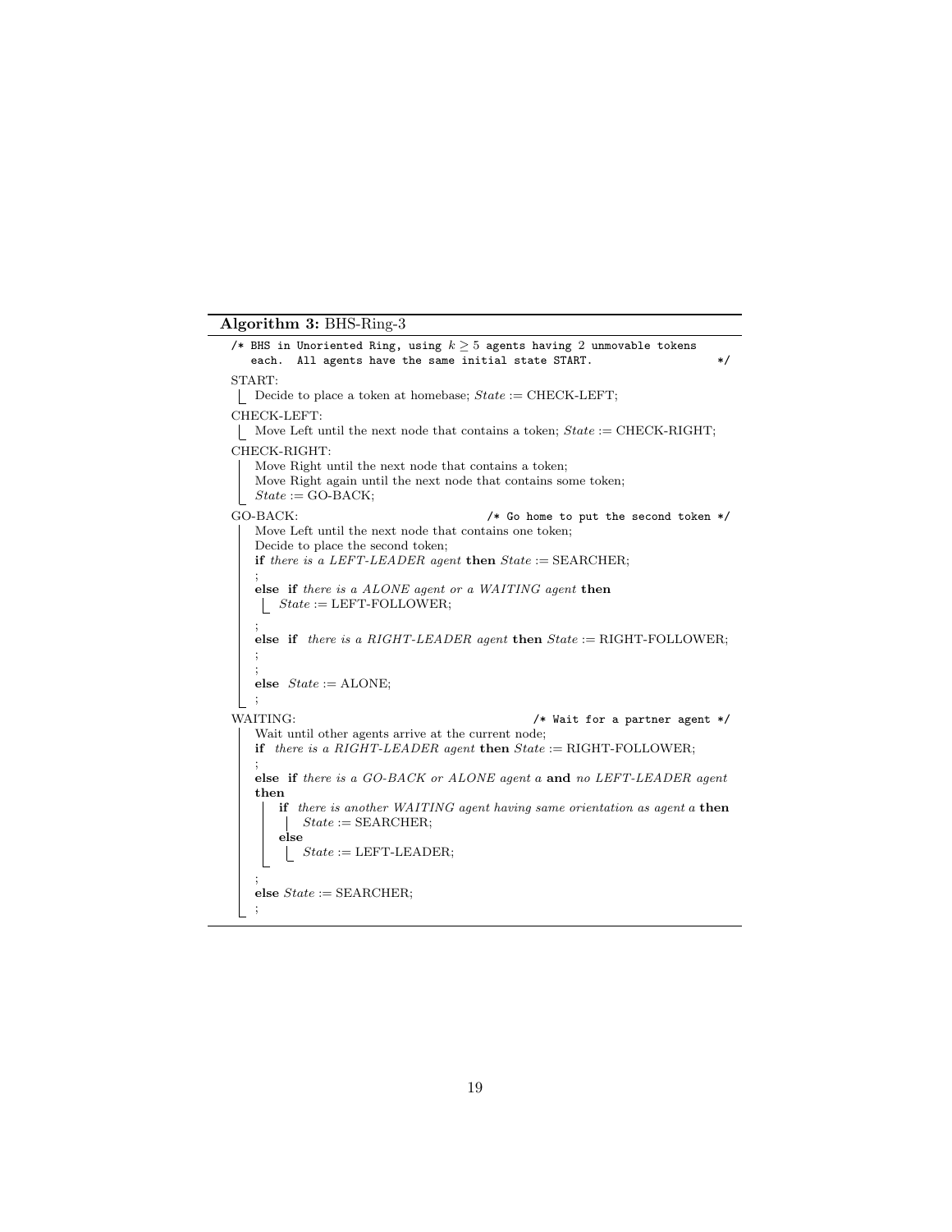**Algorithm 3:** BHS-Ring-3

```
/* BHS in Unoriented Ring, using k ≥ 5 agents having 2 unmovable tokens
   each.  All agents have the same initial state START.                  */
START:
    Decide to place a token at homebase; State := CHECK-LEFT;
CHECK-LEFT:
    Move Left until the next node that contains a token; State := CHECK-RIGHT;
CHECK-RIGHT:
    Move Right until the next node that contains a token;
    Move Right again until the next node that contains some token;
    State := GO-BACK;
GO-BACK:                                  /* Go home to put the second token */
    Move Left until the next node that contains one token;
    Decide to place the second token;
    if there is a LEFT-LEADER agent then State := SEARCHER;
    ;
    else if there is a ALONE agent or a WAITING agent then
        State := LEFT-FOLLOWER;
    ;
    else if  there is a RIGHT-LEADER agent then State := RIGHT-FOLLOWER;
    ;
    ;
    else  State := ALONE;
    ;
WAITING:                                         /* Wait for a partner agent */
    Wait until other agents arrive at the current node;
    if  there is a RIGHT-LEADER agent then State := RIGHT-FOLLOWER;
    ;
    else if there is a GO-BACK or ALONE agent a and no LEFT-LEADER agent
    then
        if there is another WAITING agent having same orientation as agent a then
            State := SEARCHER;
        else
            State := LEFT-LEADER;
    ;
    else State := SEARCHER;
    ;
```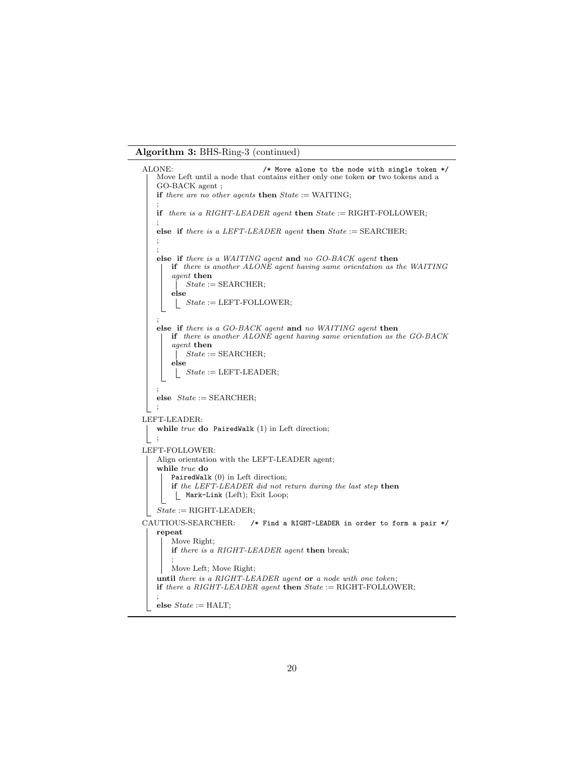**Algorithm 3:** BHS-Ring-3 (continued)

```
ALONE:                          /* Move alone to the node with single token */
    Move Left until a node that contains either only one token or two tokens and a
    GO-BACK agent ;
    if there are no other agents then State := WAITING;
    ;
    if there is a RIGHT-LEADER agent then State := RIGHT-FOLLOWER;
    ;
    else if there is a LEFT-LEADER agent then State := SEARCHER;
    ;
    ;
    else if there is a WAITING agent and no GO-BACK agent then
        if there is another ALONE agent having same orientation as the WAITING
        agent then
            State := SEARCHER;
        else
            State := LEFT-FOLLOWER;
    ;
    else if there is a GO-BACK agent and no WAITING agent then
        if there is another ALONE agent having same orientation as the GO-BACK
        agent then
            State := SEARCHER;
        else
            State := LEFT-LEADER;
    ;
    else State := SEARCHER;
    ;
LEFT-LEADER:
    while true do PairedWalk (1) in Left direction;
    ;
LEFT-FOLLOWER:
    Align orientation with the LEFT-LEADER agent;
    while true do
        PairedWalk (0) in Left direction;
        if the LEFT-LEADER did not return during the last step then
            Mark-Link (Left); Exit Loop;
    State := RIGHT-LEADER;
CAUTIOUS-SEARCHER:    /* Find a RIGHT-LEADER in order to form a pair */
    repeat
        Move Right;
        if there is a RIGHT-LEADER agent then break;
        ;
        Move Left; Move Right;
    until there is a RIGHT-LEADER agent or a node with one token;
    if there a RIGHT-LEADER agent then State := RIGHT-FOLLOWER;
    ;
    else State := HALT;
```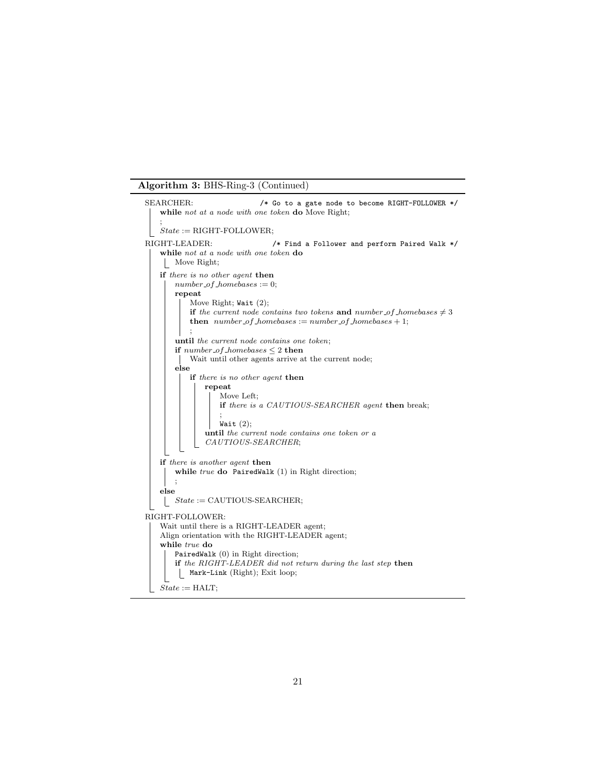**Algorithm 3:** BHS-Ring-3 (Continued)

```
SEARCHER:                    /* Go to a gate node to become RIGHT-FOLLOWER */
    while not at a node with one token do Move Right;
    ;
    State := RIGHT-FOLLOWER;
RIGHT-LEADER:                /* Find a Follower and perform Paired Walk */
    while not at a node with one token do
        Move Right;
    if there is no other agent then
        number_of_homebases := 0;
        repeat
            Move Right; Wait (2);
            if the current node contains two tokens and number_of_homebases ≠ 3
            then  number_of_homebases := number_of_homebases + 1;
            ;
        until the current node contains one token;
        if number_of_homebases ≤ 2 then
            Wait until other agents arrive at the current node;
        else
            if there is no other agent then
                repeat
                    Move Left;
                    if there is a CAUTIOUS-SEARCHER agent then break;
                    ;
                    Wait (2);
                until the current node contains one token or a
                CAUTIOUS-SEARCHER;
    if there is another agent then
        while true do  PairedWalk (1) in Right direction;
        ;
    else
        State := CAUTIOUS-SEARCHER;
RIGHT-FOLLOWER:
    Wait until there is a RIGHT-LEADER agent;
    Align orientation with the RIGHT-LEADER agent;
    while true do
        PairedWalk (0) in Right direction;
        if the RIGHT-LEADER did not return during the last step then
            Mark-Link (Right); Exit loop;
    State := HALT;
```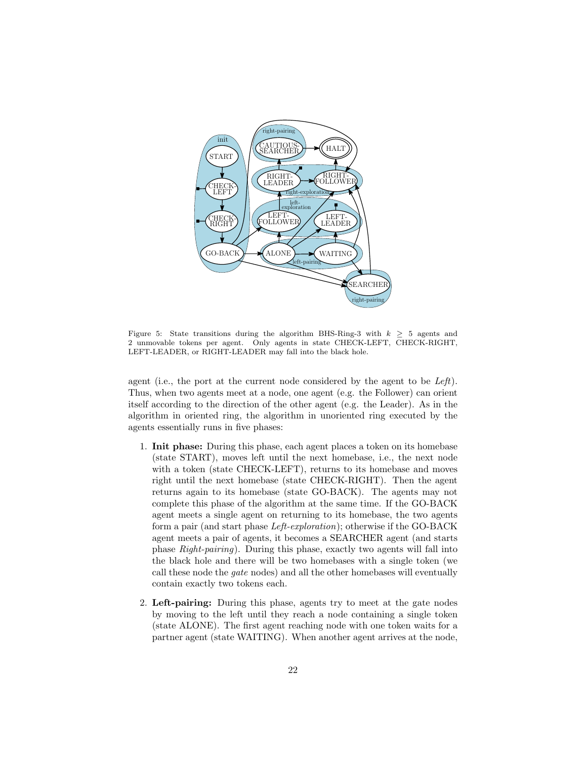Figure 5: State transitions during the algorithm BHS-Ring-3 with $k \geq 5$ agents and 2 unmovable tokens per agent. Only agents in state CHECK-LEFT, CHECK-RIGHT, LEFT-LEADER, or RIGHT-LEADER may fall into the black hole.

agent (i.e., the port at the current node considered by the agent to be *Left*). Thus, when two agents meet at a node, one agent (e.g. the Follower) can orient itself according to the direction of the other agent (e.g. the Leader). As in the algorithm in oriented ring, the algorithm in unoriented ring executed by the agents essentially runs in five phases:

1. **Init phase:** During this phase, each agent places a token on its homebase (state START), moves left until the next homebase, i.e., the next node with a token (state CHECK-LEFT), returns to its homebase and moves right until the next homebase (state CHECK-RIGHT). Then the agent returns again to its homebase (state GO-BACK). The agents may not complete this phase of the algorithm at the same time. If the GO-BACK agent meets a single agent on returning to its homebase, the two agents form a pair (and start phase *Left-exploration*); otherwise if the GO-BACK agent meets a pair of agents, it becomes a SEARCHER agent (and starts phase *Right-pairing*). During this phase, exactly two agents will fall into the black hole and there will be two homebases with a single token (we call these node the *gate* nodes) and all the other homebases will eventually contain exactly two tokens each.

2. **Left-pairing:** During this phase, agents try to meet at the gate nodes by moving to the left until they reach a node containing a single token (state ALONE). The first agent reaching node with one token waits for a partner agent (state WAITING). When another agent arrives at the node,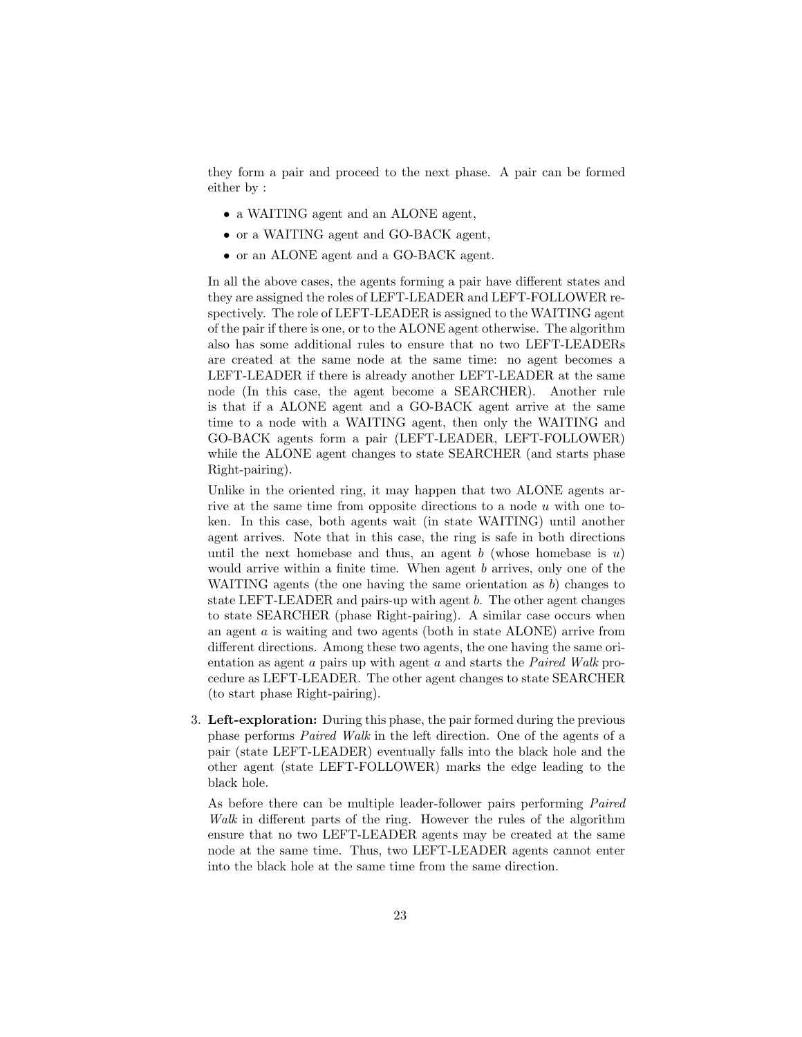they form a pair and proceed to the next phase. A pair can be formed either by :

- a WAITING agent and an ALONE agent,
- or a WAITING agent and GO-BACK agent,
- or an ALONE agent and a GO-BACK agent.

In all the above cases, the agents forming a pair have different states and they are assigned the roles of LEFT-LEADER and LEFT-FOLLOWER respectively. The role of LEFT-LEADER is assigned to the WAITING agent of the pair if there is one, or to the ALONE agent otherwise. The algorithm also has some additional rules to ensure that no two LEFT-LEADERs are created at the same node at the same time: no agent becomes a LEFT-LEADER if there is already another LEFT-LEADER at the same node (In this case, the agent become a SEARCHER). Another rule is that if a ALONE agent and a GO-BACK agent arrive at the same time to a node with a WAITING agent, then only the WAITING and GO-BACK agents form a pair (LEFT-LEADER, LEFT-FOLLOWER) while the ALONE agent changes to state SEARCHER (and starts phase Right-pairing).

Unlike in the oriented ring, it may happen that two ALONE agents arrive at the same time from opposite directions to a node $u$ with one token. In this case, both agents wait (in state WAITING) until another agent arrives. Note that in this case, the ring is safe in both directions until the next homebase and thus, an agent $b$ (whose homebase is $u$) would arrive within a finite time. When agent $b$ arrives, only one of the WAITING agents (the one having the same orientation as $b$) changes to state LEFT-LEADER and pairs-up with agent $b$. The other agent changes to state SEARCHER (phase Right-pairing). A similar case occurs when an agent $a$ is waiting and two agents (both in state ALONE) arrive from different directions. Among these two agents, the one having the same orientation as agent $a$ pairs up with agent $a$ and starts the *Paired Walk* procedure as LEFT-LEADER. The other agent changes to state SEARCHER (to start phase Right-pairing).

3. **Left-exploration:** During this phase, the pair formed during the previous phase performs *Paired Walk* in the left direction. One of the agents of a pair (state LEFT-LEADER) eventually falls into the black hole and the other agent (state LEFT-FOLLOWER) marks the edge leading to the black hole.

   As before there can be multiple leader-follower pairs performing *Paired Walk* in different parts of the ring. However the rules of the algorithm ensure that no two LEFT-LEADER agents may be created at the same node at the same time. Thus, two LEFT-LEADER agents cannot enter into the black hole at the same time from the same direction.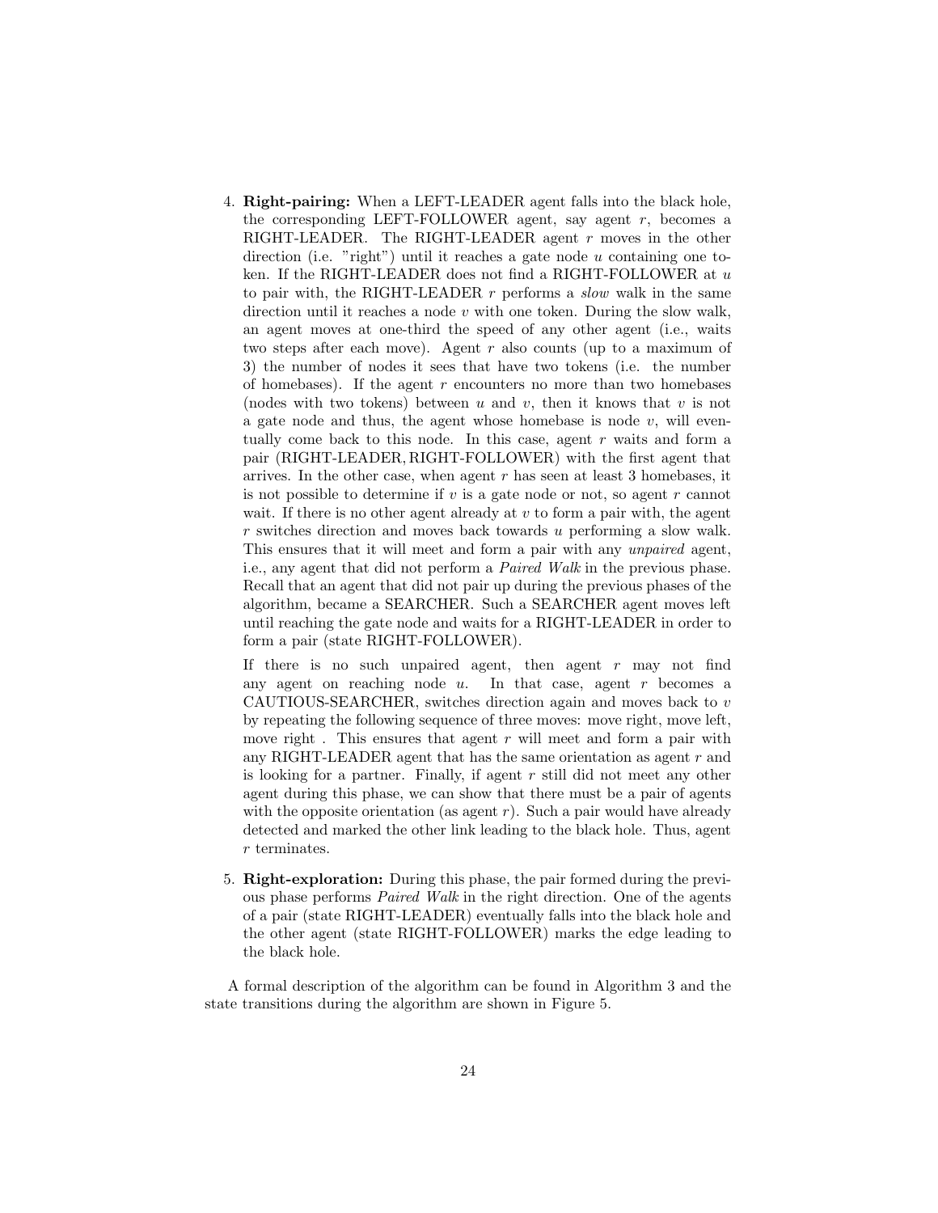4. **Right-pairing:** When a LEFT-LEADER agent falls into the black hole, the corresponding LEFT-FOLLOWER agent, say agent $r$, becomes a RIGHT-LEADER. The RIGHT-LEADER agent $r$ moves in the other direction (i.e. "right") until it reaches a gate node $u$ containing one token. If the RIGHT-LEADER does not find a RIGHT-FOLLOWER at $u$ to pair with, the RIGHT-LEADER $r$ performs a *slow* walk in the same direction until it reaches a node $v$ with one token. During the slow walk, an agent moves at one-third the speed of any other agent (i.e., waits two steps after each move). Agent $r$ also counts (up to a maximum of 3) the number of nodes it sees that have two tokens (i.e. the number of homebases). If the agent $r$ encounters no more than two homebases (nodes with two tokens) between $u$ and $v$, then it knows that $v$ is not a gate node and thus, the agent whose homebase is node $v$, will eventually come back to this node. In this case, agent $r$ waits and form a pair (RIGHT-LEADER, RIGHT-FOLLOWER) with the first agent that arrives. In the other case, when agent $r$ has seen at least 3 homebases, it is not possible to determine if $v$ is a gate node or not, so agent $r$ cannot wait. If there is no other agent already at $v$ to form a pair with, the agent $r$ switches direction and moves back towards $u$ performing a slow walk. This ensures that it will meet and form a pair with any *unpaired* agent, i.e., any agent that did not perform a *Paired Walk* in the previous phase. Recall that an agent that did not pair up during the previous phases of the algorithm, became a SEARCHER. Such a SEARCHER agent moves left until reaching the gate node and waits for a RIGHT-LEADER in order to form a pair (state RIGHT-FOLLOWER).

   If there is no such unpaired agent, then agent $r$ may not find any agent on reaching node $u$. In that case, agent $r$ becomes a CAUTIOUS-SEARCHER, switches direction again and moves back to $v$ by repeating the following sequence of three moves: move right, move left, move right . This ensures that agent $r$ will meet and form a pair with any RIGHT-LEADER agent that has the same orientation as agent $r$ and is looking for a partner. Finally, if agent $r$ still did not meet any other agent during this phase, we can show that there must be a pair of agents with the opposite orientation (as agent $r$). Such a pair would have already detected and marked the other link leading to the black hole. Thus, agent $r$ terminates.

5. **Right-exploration:** During this phase, the pair formed during the previous phase performs *Paired Walk* in the right direction. One of the agents of a pair (state RIGHT-LEADER) eventually falls into the black hole and the other agent (state RIGHT-FOLLOWER) marks the edge leading to the black hole.

A formal description of the algorithm can be found in Algorithm 3 and the state transitions during the algorithm are shown in Figure 5.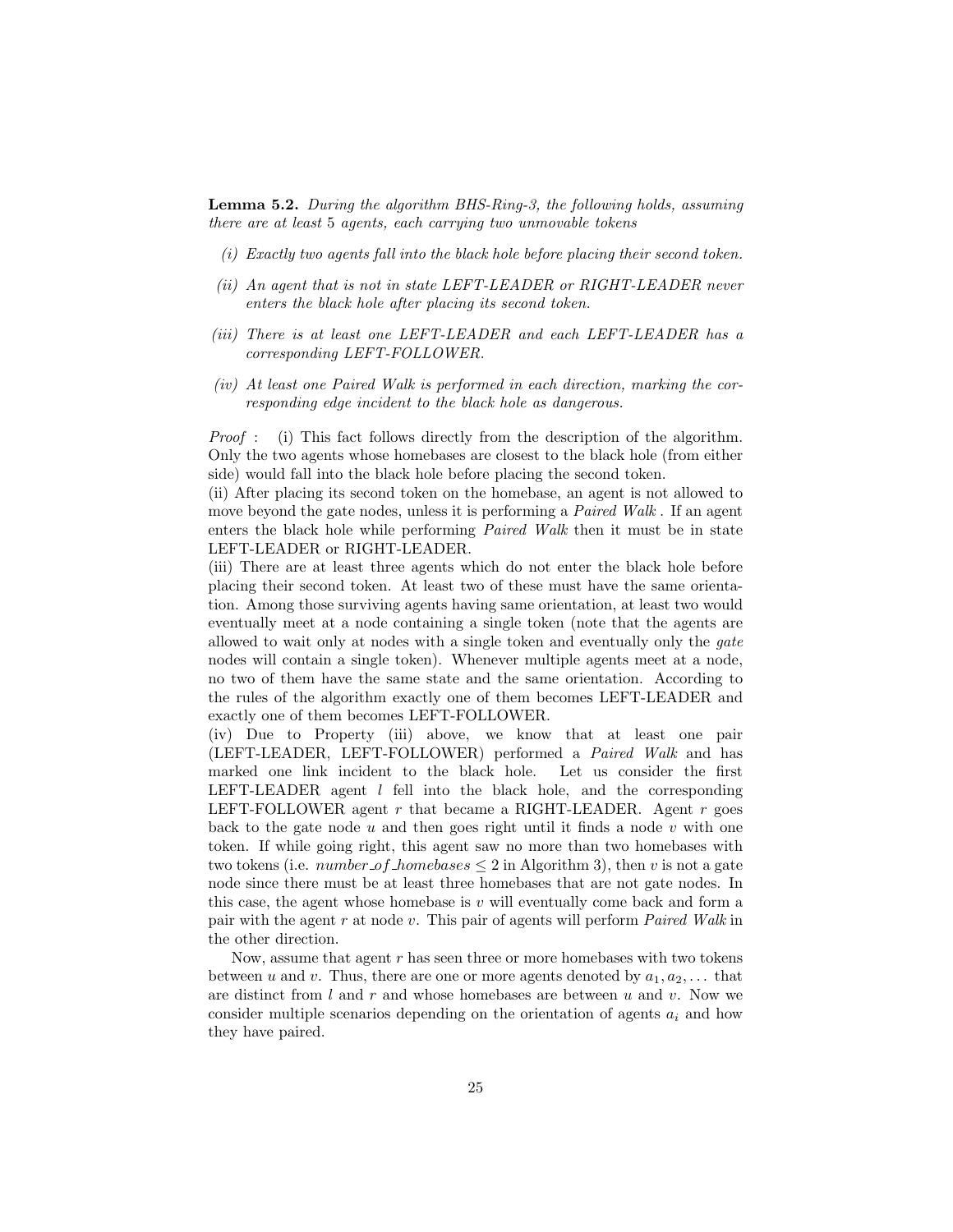**Lemma 5.2.** *During the algorithm BHS-Ring-3, the following holds, assuming there are at least 5 agents, each carrying two unmovable tokens*

- *(i) Exactly two agents fall into the black hole before placing their second token.*
- *(ii) An agent that is not in state LEFT-LEADER or RIGHT-LEADER never enters the black hole after placing its second token.*
- *(iii) There is at least one LEFT-LEADER and each LEFT-LEADER has a corresponding LEFT-FOLLOWER.*
- *(iv) At least one Paired Walk is performed in each direction, marking the corresponding edge incident to the black hole as dangerous.*

*Proof* : (i) This fact follows directly from the description of the algorithm. Only the two agents whose homebases are closest to the black hole (from either side) would fall into the black hole before placing the second token.

(ii) After placing its second token on the homebase, an agent is not allowed to move beyond the gate nodes, unless it is performing a *Paired Walk* . If an agent enters the black hole while performing *Paired Walk* then it must be in state LEFT-LEADER or RIGHT-LEADER.

(iii) There are at least three agents which do not enter the black hole before placing their second token. At least two of these must have the same orientation. Among those surviving agents having same orientation, at least two would eventually meet at a node containing a single token (note that the agents are allowed to wait only at nodes with a single token and eventually only the *gate* nodes will contain a single token). Whenever multiple agents meet at a node, no two of them have the same state and the same orientation. According to the rules of the algorithm exactly one of them becomes LEFT-LEADER and exactly one of them becomes LEFT-FOLLOWER.

(iv) Due to Property (iii) above, we know that at least one pair (LEFT-LEADER, LEFT-FOLLOWER) performed a *Paired Walk* and has marked one link incident to the black hole. Let us consider the first LEFT-LEADER agent $l$ fell into the black hole, and the corresponding LEFT-FOLLOWER agent $r$ that became a RIGHT-LEADER. Agent $r$ goes back to the gate node $u$ and then goes right until it finds a node $v$ with one token. If while going right, this agent saw no more than two homebases with two tokens (i.e. $number\_of\_homebases \leq 2$ in Algorithm 3), then $v$ is not a gate node since there must be at least three homebases that are not gate nodes. In this case, the agent whose homebase is $v$ will eventually come back and form a pair with the agent $r$ at node $v$. This pair of agents will perform *Paired Walk* in the other direction.

Now, assume that agent $r$ has seen three or more homebases with two tokens between $u$ and $v$. Thus, there are one or more agents denoted by $a_1, a_2, \ldots$ that are distinct from $l$ and $r$ and whose homebases are between $u$ and $v$. Now we consider multiple scenarios depending on the orientation of agents $a_i$ and how they have paired.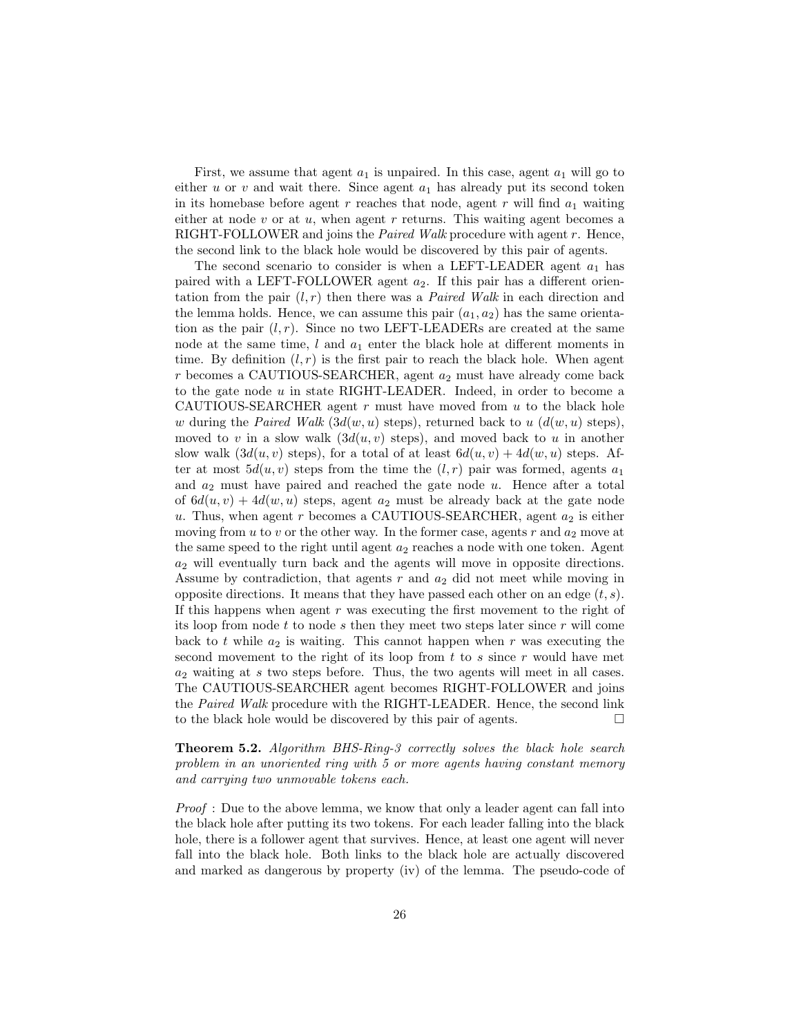First, we assume that agent $a_1$ is unpaired. In this case, agent $a_1$ will go to either $u$ or $v$ and wait there. Since agent $a_1$ has already put its second token in its homebase before agent $r$ reaches that node, agent $r$ will find $a_1$ waiting either at node $v$ or at $u$, when agent $r$ returns. This waiting agent becomes a RIGHT-FOLLOWER and joins the *Paired Walk* procedure with agent $r$. Hence, the second link to the black hole would be discovered by this pair of agents.

The second scenario to consider is when a LEFT-LEADER agent $a_1$ has paired with a LEFT-FOLLOWER agent $a_2$. If this pair has a different orientation from the pair $(l, r)$ then there was a *Paired Walk* in each direction and the lemma holds. Hence, we can assume this pair $(a_1, a_2)$ has the same orientation as the pair $(l, r)$. Since no two LEFT-LEADERs are created at the same node at the same time, $l$ and $a_1$ enter the black hole at different moments in time. By definition $(l, r)$ is the first pair to reach the black hole. When agent $r$ becomes a CAUTIOUS-SEARCHER, agent $a_2$ must have already come back to the gate node $u$ in state RIGHT-LEADER. Indeed, in order to become a CAUTIOUS-SEARCHER agent $r$ must have moved from $u$ to the black hole $w$ during the *Paired Walk* ($3d(w, u)$ steps), returned back to $u$ ($d(w, u)$ steps), moved to $v$ in a slow walk ($3d(u, v)$ steps), and moved back to $u$ in another slow walk ($3d(u, v)$ steps), for a total of at least $6d(u, v) + 4d(w, u)$ steps. After at most $5d(u, v)$ steps from the time the $(l, r)$ pair was formed, agents $a_1$ and $a_2$ must have paired and reached the gate node $u$. Hence after a total of $6d(u, v) + 4d(w, u)$ steps, agent $a_2$ must be already back at the gate node $u$. Thus, when agent $r$ becomes a CAUTIOUS-SEARCHER, agent $a_2$ is either moving from $u$ to $v$ or the other way. In the former case, agents $r$ and $a_2$ move at the same speed to the right until agent $a_2$ reaches a node with one token. Agent $a_2$ will eventually turn back and the agents will move in opposite directions. Assume by contradiction, that agents $r$ and $a_2$ did not meet while moving in opposite directions. It means that they have passed each other on an edge $(t, s)$. If this happens when agent $r$ was executing the first movement to the right of its loop from node $t$ to node $s$ then they meet two steps later since $r$ will come back to $t$ while $a_2$ is waiting. This cannot happen when $r$ was executing the second movement to the right of its loop from $t$ to $s$ since $r$ would have met $a_2$ waiting at $s$ two steps before. Thus, the two agents will meet in all cases. The CAUTIOUS-SEARCHER agent becomes RIGHT-FOLLOWER and joins the *Paired Walk* procedure with the RIGHT-LEADER. Hence, the second link to the black hole would be discovered by this pair of agents. □

**Theorem 5.2.** *Algorithm BHS-Ring-3 correctly solves the black hole search problem in an unoriented ring with 5 or more agents having constant memory and carrying two unmovable tokens each.*

*Proof* : Due to the above lemma, we know that only a leader agent can fall into the black hole after putting its two tokens. For each leader falling into the black hole, there is a follower agent that survives. Hence, at least one agent will never fall into the black hole. Both links to the black hole are actually discovered and marked as dangerous by property (iv) of the lemma. The pseudo-code of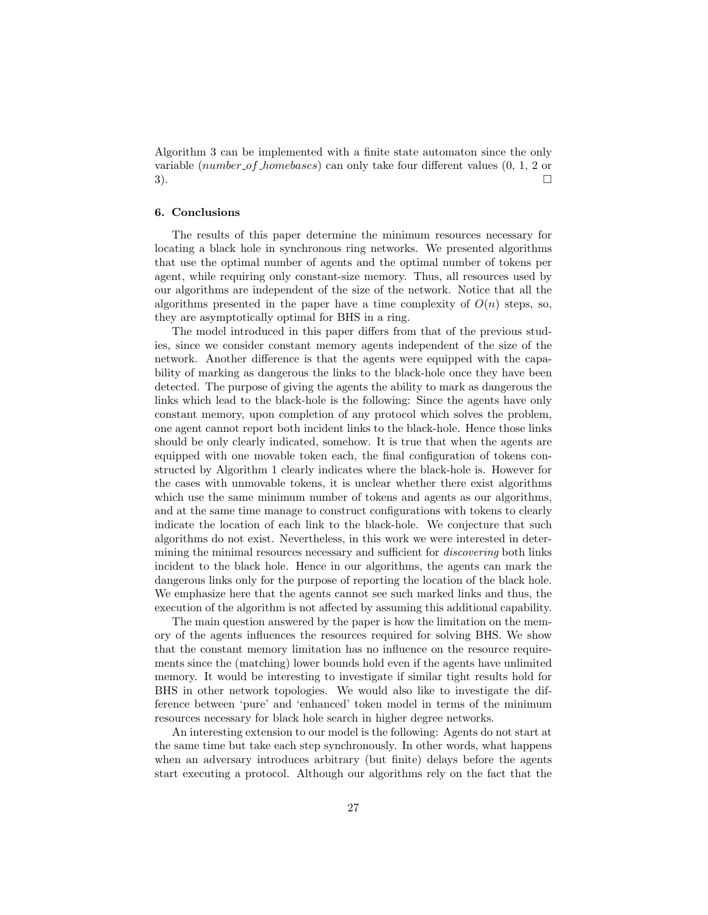Algorithm 3 can be implemented with a finite state automaton since the only variable (*number_of_homebases*) can only take four different values (0, 1, 2 or 3). □

## 6. Conclusions

The results of this paper determine the minimum resources necessary for locating a black hole in synchronous ring networks. We presented algorithms that use the optimal number of agents and the optimal number of tokens per agent, while requiring only constant-size memory. Thus, all resources used by our algorithms are independent of the size of the network. Notice that all the algorithms presented in the paper have a time complexity of $O(n)$ steps, so, they are asymptotically optimal for BHS in a ring.

The model introduced in this paper differs from that of the previous studies, since we consider constant memory agents independent of the size of the network. Another difference is that the agents were equipped with the capability of marking as dangerous the links to the black-hole once they have been detected. The purpose of giving the agents the ability to mark as dangerous the links which lead to the black-hole is the following: Since the agents have only constant memory, upon completion of any protocol which solves the problem, one agent cannot report both incident links to the black-hole. Hence those links should be only clearly indicated, somehow. It is true that when the agents are equipped with one movable token each, the final configuration of tokens constructed by Algorithm 1 clearly indicates where the black-hole is. However for the cases with unmovable tokens, it is unclear whether there exist algorithms which use the same minimum number of tokens and agents as our algorithms, and at the same time manage to construct configurations with tokens to clearly indicate the location of each link to the black-hole. We conjecture that such algorithms do not exist. Nevertheless, in this work we were interested in determining the minimal resources necessary and sufficient for *discovering* both links incident to the black hole. Hence in our algorithms, the agents can mark the dangerous links only for the purpose of reporting the location of the black hole. We emphasize here that the agents cannot see such marked links and thus, the execution of the algorithm is not affected by assuming this additional capability.

The main question answered by the paper is how the limitation on the memory of the agents influences the resources required for solving BHS. We show that the constant memory limitation has no influence on the resource requirements since the (matching) lower bounds hold even if the agents have unlimited memory. It would be interesting to investigate if similar tight results hold for BHS in other network topologies. We would also like to investigate the difference between 'pure' and 'enhanced' token model in terms of the minimum resources necessary for black hole search in higher degree networks.

An interesting extension to our model is the following: Agents do not start at the same time but take each step synchronously. In other words, what happens when an adversary introduces arbitrary (but finite) delays before the agents start executing a protocol. Although our algorithms rely on the fact that the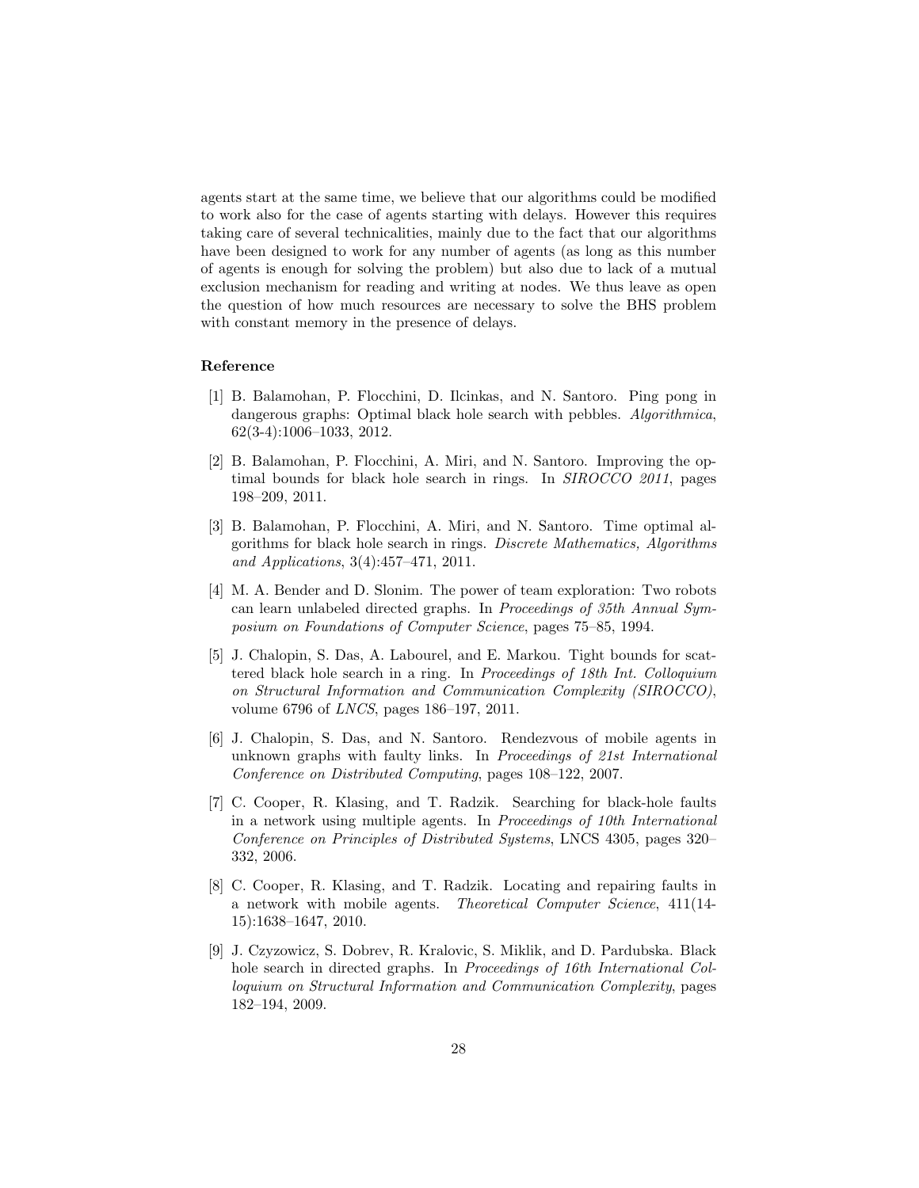agents start at the same time, we believe that our algorithms could be modified to work also for the case of agents starting with delays. However this requires taking care of several technicalities, mainly due to the fact that our algorithms have been designed to work for any number of agents (as long as this number of agents is enough for solving the problem) but also due to lack of a mutual exclusion mechanism for reading and writing at nodes. We thus leave as open the question of how much resources are necessary to solve the BHS problem with constant memory in the presence of delays.

### Reference

[1] B. Balamohan, P. Flocchini, D. Ilcinkas, and N. Santoro. Ping pong in dangerous graphs: Optimal black hole search with pebbles. *Algorithmica*, 62(3-4):1006–1033, 2012.

[2] B. Balamohan, P. Flocchini, A. Miri, and N. Santoro. Improving the optimal bounds for black hole search in rings. In *SIROCCO 2011*, pages 198–209, 2011.

[3] B. Balamohan, P. Flocchini, A. Miri, and N. Santoro. Time optimal algorithms for black hole search in rings. *Discrete Mathematics, Algorithms and Applications*, 3(4):457–471, 2011.

[4] M. A. Bender and D. Slonim. The power of team exploration: Two robots can learn unlabeled directed graphs. In *Proceedings of 35th Annual Symposium on Foundations of Computer Science*, pages 75–85, 1994.

[5] J. Chalopin, S. Das, A. Labourel, and E. Markou. Tight bounds for scattered black hole search in a ring. In *Proceedings of 18th Int. Colloquium on Structural Information and Communication Complexity (SIROCCO)*, volume 6796 of *LNCS*, pages 186–197, 2011.

[6] J. Chalopin, S. Das, and N. Santoro. Rendezvous of mobile agents in unknown graphs with faulty links. In *Proceedings of 21st International Conference on Distributed Computing*, pages 108–122, 2007.

[7] C. Cooper, R. Klasing, and T. Radzik. Searching for black-hole faults in a network using multiple agents. In *Proceedings of 10th International Conference on Principles of Distributed Systems*, LNCS 4305, pages 320–332, 2006.

[8] C. Cooper, R. Klasing, and T. Radzik. Locating and repairing faults in a network with mobile agents. *Theoretical Computer Science*, 411(14-15):1638–1647, 2010.

[9] J. Czyzowicz, S. Dobrev, R. Kralovic, S. Miklik, and D. Pardubska. Black hole search in directed graphs. In *Proceedings of 16th International Colloquium on Structural Information and Communication Complexity*, pages 182–194, 2009.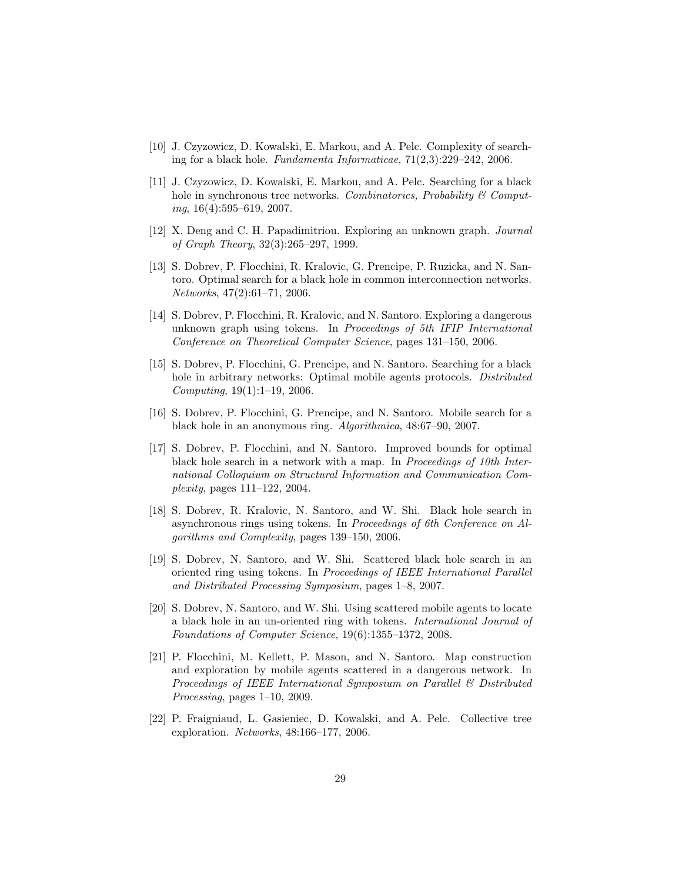[10] J. Czyzowicz, D. Kowalski, E. Markou, and A. Pelc. Complexity of searching for a black hole. *Fundamenta Informaticae*, 71(2,3):229–242, 2006.

[11] J. Czyzowicz, D. Kowalski, E. Markou, and A. Pelc. Searching for a black hole in synchronous tree networks. *Combinatorics, Probability & Computing*, 16(4):595–619, 2007.

[12] X. Deng and C. H. Papadimitriou. Exploring an unknown graph. *Journal of Graph Theory*, 32(3):265–297, 1999.

[13] S. Dobrev, P. Flocchini, R. Kralovic, G. Prencipe, P. Ruzicka, and N. Santoro. Optimal search for a black hole in common interconnection networks. *Networks*, 47(2):61–71, 2006.

[14] S. Dobrev, P. Flocchini, R. Kralovic, and N. Santoro. Exploring a dangerous unknown graph using tokens. In *Proceedings of 5th IFIP International Conference on Theoretical Computer Science*, pages 131–150, 2006.

[15] S. Dobrev, P. Flocchini, G. Prencipe, and N. Santoro. Searching for a black hole in arbitrary networks: Optimal mobile agents protocols. *Distributed Computing*, 19(1):1–19, 2006.

[16] S. Dobrev, P. Flocchini, G. Prencipe, and N. Santoro. Mobile search for a black hole in an anonymous ring. *Algorithmica*, 48:67–90, 2007.

[17] S. Dobrev, P. Flocchini, and N. Santoro. Improved bounds for optimal black hole search in a network with a map. In *Proceedings of 10th International Colloquium on Structural Information and Communication Complexity*, pages 111–122, 2004.

[18] S. Dobrev, R. Kralovic, N. Santoro, and W. Shi. Black hole search in asynchronous rings using tokens. In *Proceedings of 6th Conference on Algorithms and Complexity*, pages 139–150, 2006.

[19] S. Dobrev, N. Santoro, and W. Shi. Scattered black hole search in an oriented ring using tokens. In *Proceedings of IEEE International Parallel and Distributed Processing Symposium*, pages 1–8, 2007.

[20] S. Dobrev, N. Santoro, and W. Shi. Using scattered mobile agents to locate a black hole in an un-oriented ring with tokens. *International Journal of Foundations of Computer Science*, 19(6):1355–1372, 2008.

[21] P. Flocchini, M. Kellett, P. Mason, and N. Santoro. Map construction and exploration by mobile agents scattered in a dangerous network. In *Proceedings of IEEE International Symposium on Parallel & Distributed Processing*, pages 1–10, 2009.

[22] P. Fraigniaud, L. Gasieniec, D. Kowalski, and A. Pelc. Collective tree exploration. *Networks*, 48:166–177, 2006.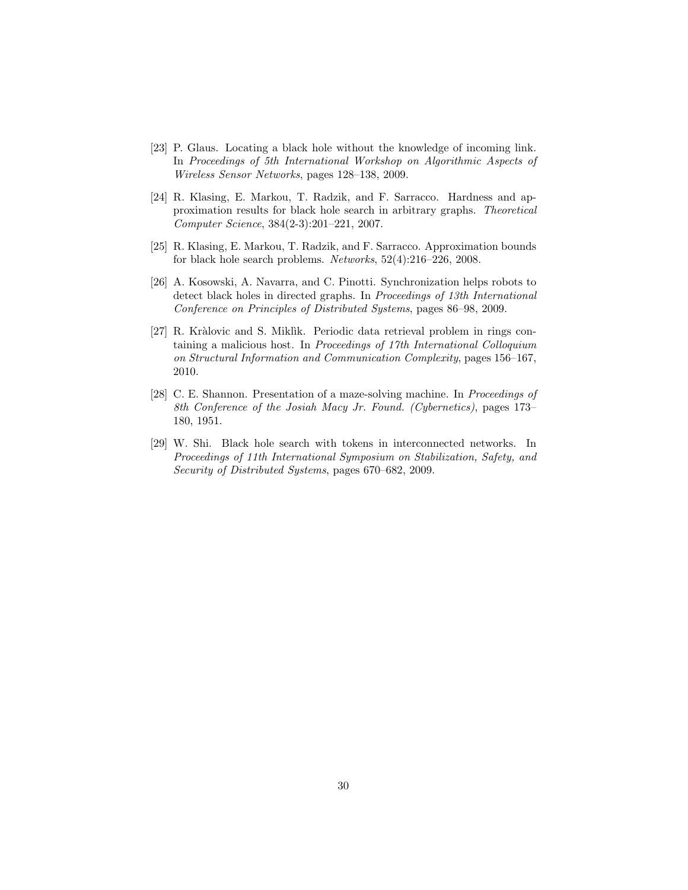[23] P. Glaus. Locating a black hole without the knowledge of incoming link. In *Proceedings of 5th International Workshop on Algorithmic Aspects of Wireless Sensor Networks*, pages 128–138, 2009.

[24] R. Klasing, E. Markou, T. Radzik, and F. Sarracco. Hardness and approximation results for black hole search in arbitrary graphs. *Theoretical Computer Science*, 384(2-3):201–221, 2007.

[25] R. Klasing, E. Markou, T. Radzik, and F. Sarracco. Approximation bounds for black hole search problems. *Networks*, 52(4):216–226, 2008.

[26] A. Kosowski, A. Navarra, and C. Pinotti. Synchronization helps robots to detect black holes in directed graphs. In *Proceedings of 13th International Conference on Principles of Distributed Systems*, pages 86–98, 2009.

[27] R. Kràlovic and S. Miklìk. Periodic data retrieval problem in rings containing a malicious host. In *Proceedings of 17th International Colloquium on Structural Information and Communication Complexity*, pages 156–167, 2010.

[28] C. E. Shannon. Presentation of a maze-solving machine. In *Proceedings of 8th Conference of the Josiah Macy Jr. Found. (Cybernetics)*, pages 173–180, 1951.

[29] W. Shi. Black hole search with tokens in interconnected networks. In *Proceedings of 11th International Symposium on Stabilization, Safety, and Security of Distributed Systems*, pages 670–682, 2009.